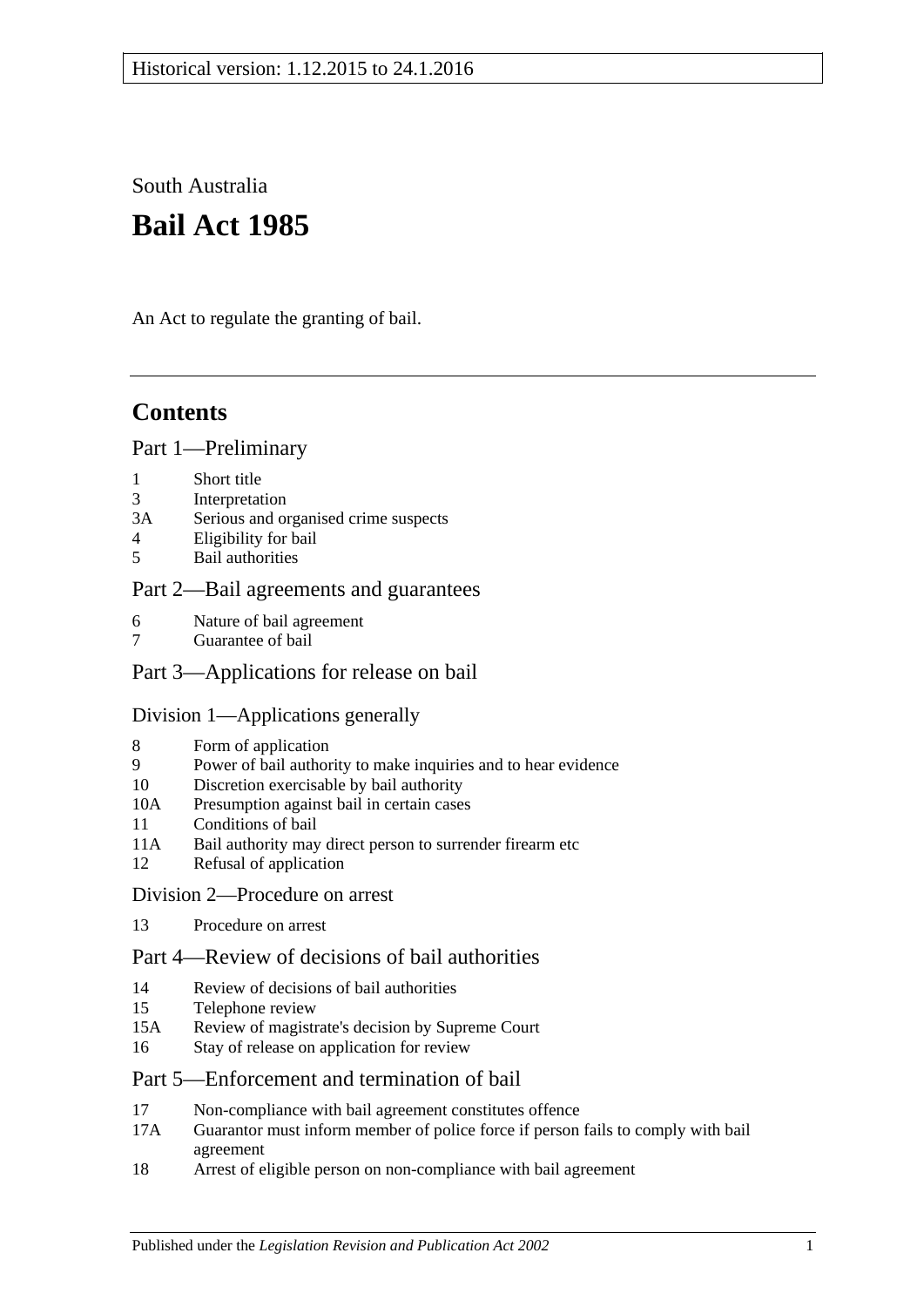Historical version: 1.12.2015 to 24.1.2016

South Australia

# Bail Act 1985

An Act to regulate the granting of bail.

## Contents

### Part 1—Preliminary

1 Short title
3 Interpretation
3A Serious and organised crime suspects
4 Eligibility for bail
5 Bail authorities

### Part 2—Bail agreements and guarantees

6 Nature of bail agreement
7 Guarantee of bail

### Part 3—Applications for release on bail

#### Division 1—Applications generally

8 Form of application
9 Power of bail authority to make inquiries and to hear evidence
10 Discretion exercisable by bail authority
10A Presumption against bail in certain cases
11 Conditions of bail
11A Bail authority may direct person to surrender firearm etc
12 Refusal of application

#### Division 2—Procedure on arrest

13 Procedure on arrest

### Part 4—Review of decisions of bail authorities

14 Review of decisions of bail authorities
15 Telephone review
15A Review of magistrate's decision by Supreme Court
16 Stay of release on application for review

### Part 5—Enforcement and termination of bail

17 Non-compliance with bail agreement constitutes offence
17A Guarantor must inform member of police force if person fails to comply with bail agreement
18 Arrest of eligible person on non-compliance with bail agreement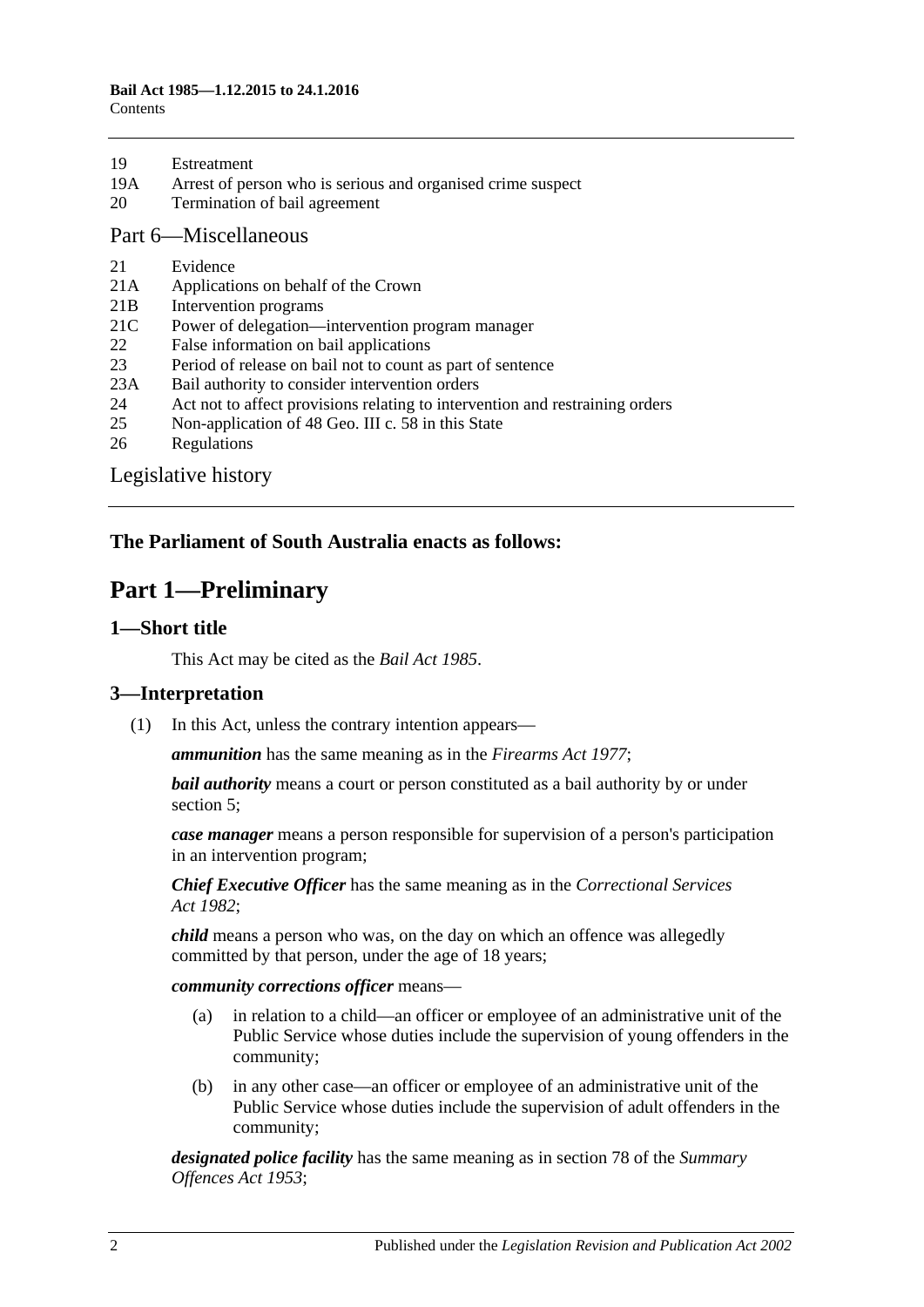19 Estreatment
19A Arrest of person who is serious and organised crime suspect
20 Termination of bail agreement

## Part 6—Miscellaneous

21 Evidence
21A Applications on behalf of the Crown
21B Intervention programs
21C Power of delegation—intervention program manager
22 False information on bail applications
23 Period of release on bail not to count as part of sentence
23A Bail authority to consider intervention orders
24 Act not to affect provisions relating to intervention and restraining orders
25 Non-application of 48 Geo. III c. 58 in this State
26 Regulations

Legislative history

**The Parliament of South Australia enacts as follows:**

# Part 1—Preliminary

## 1—Short title

This Act may be cited as the *Bail Act 1985*.

## 3—Interpretation

(1) In this Act, unless the contrary intention appears—

***ammunition*** has the same meaning as in the *Firearms Act 1977*;

***bail authority*** means a court or person constituted as a bail authority by or under section 5;

***case manager*** means a person responsible for supervision of a person's participation in an intervention program;

***Chief Executive Officer*** has the same meaning as in the *Correctional Services Act 1982*;

***child*** means a person who was, on the day on which an offence was allegedly committed by that person, under the age of 18 years;

***community corrections officer*** means—

(a) in relation to a child—an officer or employee of an administrative unit of the Public Service whose duties include the supervision of young offenders in the community;

(b) in any other case—an officer or employee of an administrative unit of the Public Service whose duties include the supervision of adult offenders in the community;

***designated police facility*** has the same meaning as in section 78 of the *Summary Offences Act 1953*;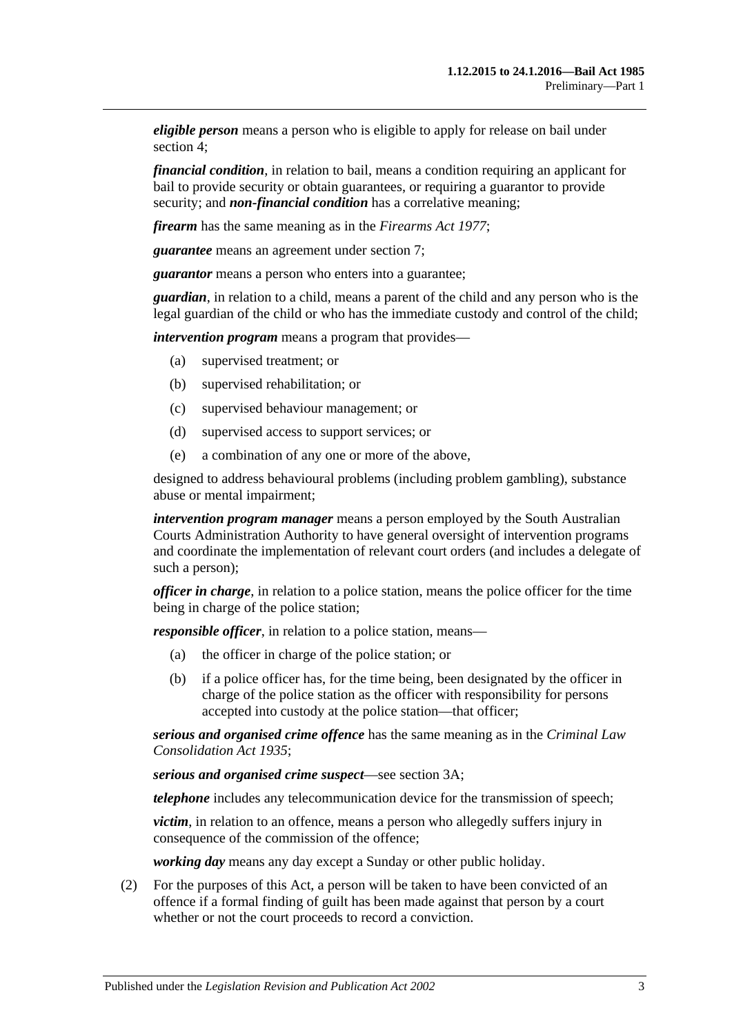***eligible person*** means a person who is eligible to apply for release on bail under section 4;

***financial condition***, in relation to bail, means a condition requiring an applicant for bail to provide security or obtain guarantees, or requiring a guarantor to provide security; and ***non-financial condition*** has a correlative meaning;

***firearm*** has the same meaning as in the *Firearms Act 1977*;

***guarantee*** means an agreement under section 7;

***guarantor*** means a person who enters into a guarantee;

***guardian***, in relation to a child, means a parent of the child and any person who is the legal guardian of the child or who has the immediate custody and control of the child;

***intervention program*** means a program that provides—

- (a) supervised treatment; or
- (b) supervised rehabilitation; or
- (c) supervised behaviour management; or
- (d) supervised access to support services; or
- (e) a combination of any one or more of the above,

designed to address behavioural problems (including problem gambling), substance abuse or mental impairment;

***intervention program manager*** means a person employed by the South Australian Courts Administration Authority to have general oversight of intervention programs and coordinate the implementation of relevant court orders (and includes a delegate of such a person);

***officer in charge***, in relation to a police station, means the police officer for the time being in charge of the police station;

***responsible officer***, in relation to a police station, means—

- (a) the officer in charge of the police station; or
- (b) if a police officer has, for the time being, been designated by the officer in charge of the police station as the officer with responsibility for persons accepted into custody at the police station—that officer;

***serious and organised crime offence*** has the same meaning as in the *Criminal Law Consolidation Act 1935*;

***serious and organised crime suspect***—see section 3A;

***telephone*** includes any telecommunication device for the transmission of speech;

***victim***, in relation to an offence, means a person who allegedly suffers injury in consequence of the commission of the offence;

***working day*** means any day except a Sunday or other public holiday.

(2) For the purposes of this Act, a person will be taken to have been convicted of an offence if a formal finding of guilt has been made against that person by a court whether or not the court proceeds to record a conviction.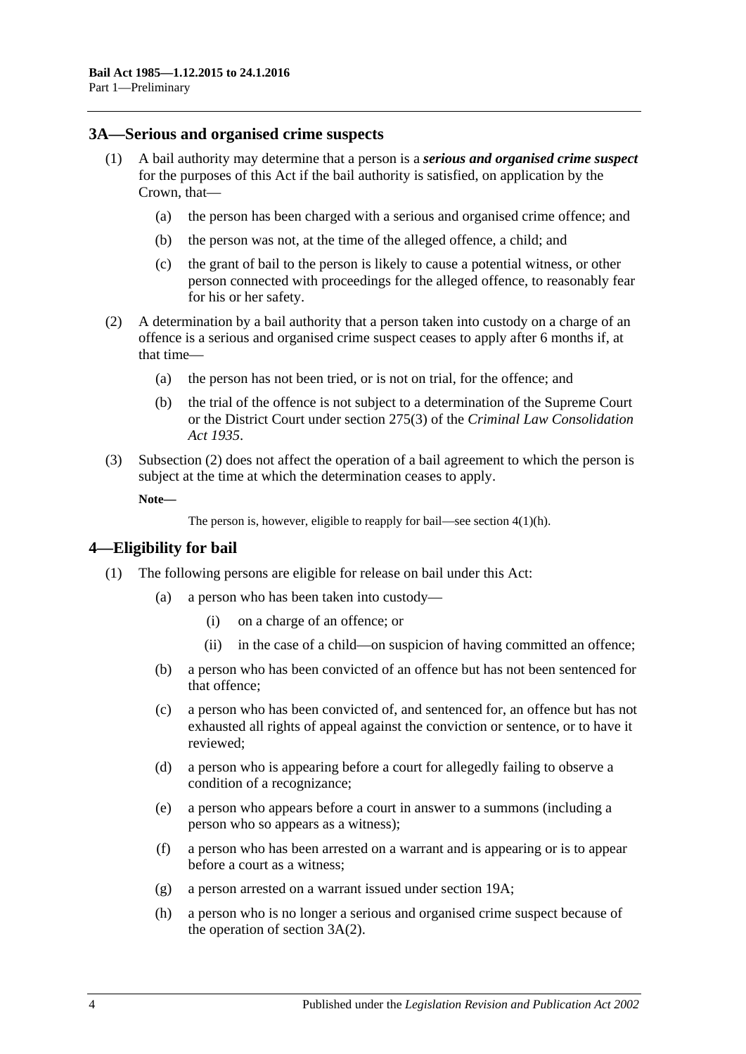## 3A—Serious and organised crime suspects

(1) A bail authority may determine that a person is a ***serious and organised crime suspect*** for the purposes of this Act if the bail authority is satisfied, on application by the Crown, that—

(a) the person has been charged with a serious and organised crime offence; and

(b) the person was not, at the time of the alleged offence, a child; and

(c) the grant of bail to the person is likely to cause a potential witness, or other person connected with proceedings for the alleged offence, to reasonably fear for his or her safety.

(2) A determination by a bail authority that a person taken into custody on a charge of an offence is a serious and organised crime suspect ceases to apply after 6 months if, at that time—

(a) the person has not been tried, or is not on trial, for the offence; and

(b) the trial of the offence is not subject to a determination of the Supreme Court or the District Court under section 275(3) of the *Criminal Law Consolidation Act 1935*.

(3) Subsection (2) does not affect the operation of a bail agreement to which the person is subject at the time at which the determination ceases to apply.

**Note—**

The person is, however, eligible to reapply for bail—see section 4(1)(h).

## 4—Eligibility for bail

(1) The following persons are eligible for release on bail under this Act:

(a) a person who has been taken into custody—

(i) on a charge of an offence; or

(ii) in the case of a child—on suspicion of having committed an offence;

(b) a person who has been convicted of an offence but has not been sentenced for that offence;

(c) a person who has been convicted of, and sentenced for, an offence but has not exhausted all rights of appeal against the conviction or sentence, or to have it reviewed;

(d) a person who is appearing before a court for allegedly failing to observe a condition of a recognizance;

(e) a person who appears before a court in answer to a summons (including a person who so appears as a witness);

(f) a person who has been arrested on a warrant and is appearing or is to appear before a court as a witness;

(g) a person arrested on a warrant issued under section 19A;

(h) a person who is no longer a serious and organised crime suspect because of the operation of section 3A(2).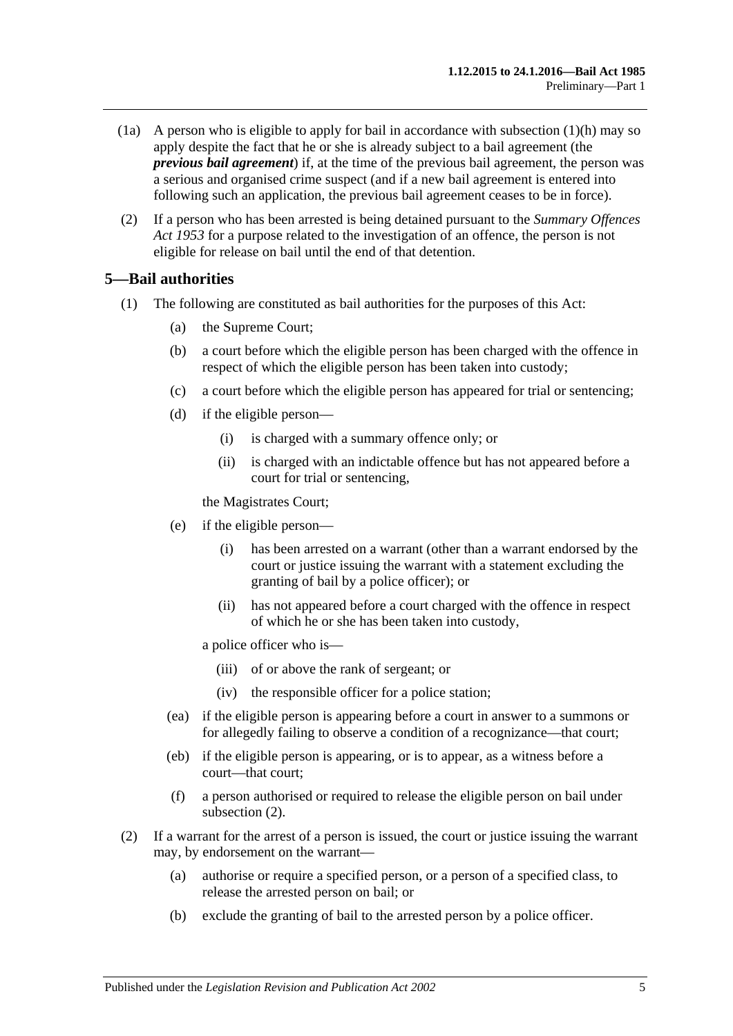(1a) A person who is eligible to apply for bail in accordance with subsection (1)(h) may so apply despite the fact that he or she is already subject to a bail agreement (the ***previous bail agreement***) if, at the time of the previous bail agreement, the person was a serious and organised crime suspect (and if a new bail agreement is entered into following such an application, the previous bail agreement ceases to be in force).

(2) If a person who has been arrested is being detained pursuant to the *Summary Offences Act 1953* for a purpose related to the investigation of an offence, the person is not eligible for release on bail until the end of that detention.

## 5—Bail authorities

(1) The following are constituted as bail authorities for the purposes of this Act:

(a) the Supreme Court;

(b) a court before which the eligible person has been charged with the offence in respect of which the eligible person has been taken into custody;

(c) a court before which the eligible person has appeared for trial or sentencing;

(d) if the eligible person—

(i) is charged with a summary offence only; or

(ii) is charged with an indictable offence but has not appeared before a court for trial or sentencing,

the Magistrates Court;

(e) if the eligible person—

(i) has been arrested on a warrant (other than a warrant endorsed by the court or justice issuing the warrant with a statement excluding the granting of bail by a police officer); or

(ii) has not appeared before a court charged with the offence in respect of which he or she has been taken into custody,

a police officer who is—

(iii) of or above the rank of sergeant; or

(iv) the responsible officer for a police station;

(ea) if the eligible person is appearing before a court in answer to a summons or for allegedly failing to observe a condition of a recognizance—that court;

(eb) if the eligible person is appearing, or is to appear, as a witness before a court—that court;

(f) a person authorised or required to release the eligible person on bail under subsection (2).

(2) If a warrant for the arrest of a person is issued, the court or justice issuing the warrant may, by endorsement on the warrant—

(a) authorise or require a specified person, or a person of a specified class, to release the arrested person on bail; or

(b) exclude the granting of bail to the arrested person by a police officer.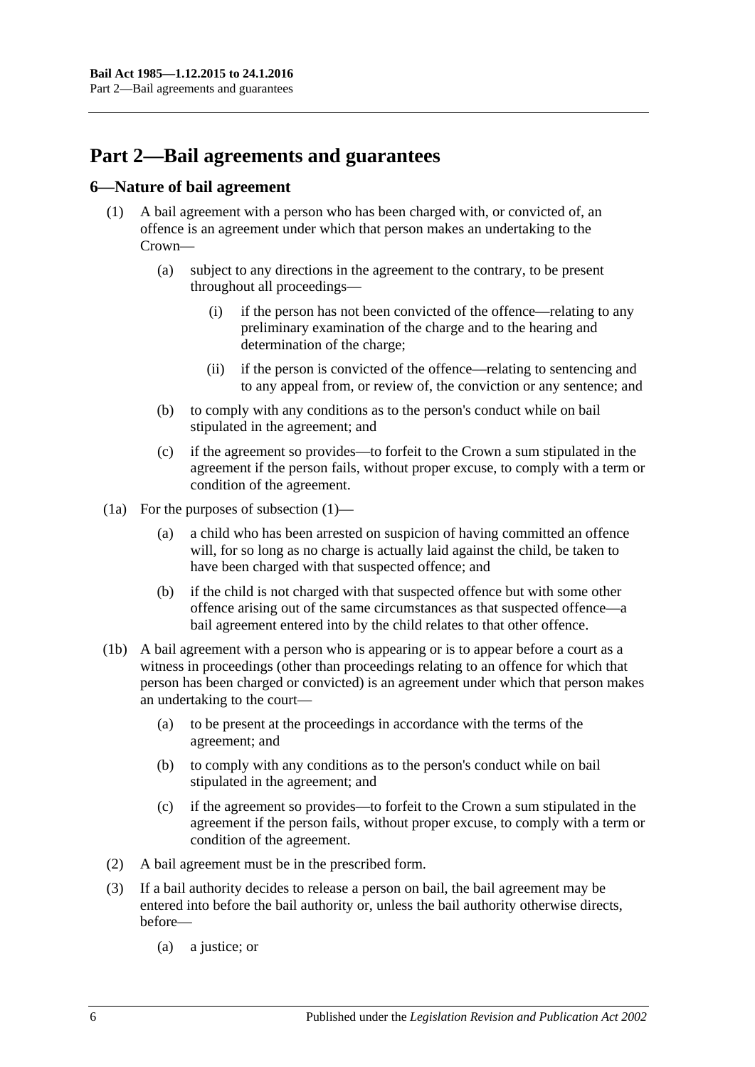# Part 2—Bail agreements and guarantees

## 6—Nature of bail agreement

(1) A bail agreement with a person who has been charged with, or convicted of, an offence is an agreement under which that person makes an undertaking to the Crown—

(a) subject to any directions in the agreement to the contrary, to be present throughout all proceedings—

(i) if the person has not been convicted of the offence—relating to any preliminary examination of the charge and to the hearing and determination of the charge;

(ii) if the person is convicted of the offence—relating to sentencing and to any appeal from, or review of, the conviction or any sentence; and

(b) to comply with any conditions as to the person's conduct while on bail stipulated in the agreement; and

(c) if the agreement so provides—to forfeit to the Crown a sum stipulated in the agreement if the person fails, without proper excuse, to comply with a term or condition of the agreement.

(1a) For the purposes of subsection (1)—

(a) a child who has been arrested on suspicion of having committed an offence will, for so long as no charge is actually laid against the child, be taken to have been charged with that suspected offence; and

(b) if the child is not charged with that suspected offence but with some other offence arising out of the same circumstances as that suspected offence—a bail agreement entered into by the child relates to that other offence.

(1b) A bail agreement with a person who is appearing or is to appear before a court as a witness in proceedings (other than proceedings relating to an offence for which that person has been charged or convicted) is an agreement under which that person makes an undertaking to the court—

(a) to be present at the proceedings in accordance with the terms of the agreement; and

(b) to comply with any conditions as to the person's conduct while on bail stipulated in the agreement; and

(c) if the agreement so provides—to forfeit to the Crown a sum stipulated in the agreement if the person fails, without proper excuse, to comply with a term or condition of the agreement.

(2) A bail agreement must be in the prescribed form.

(3) If a bail authority decides to release a person on bail, the bail agreement may be entered into before the bail authority or, unless the bail authority otherwise directs, before—

(a) a justice; or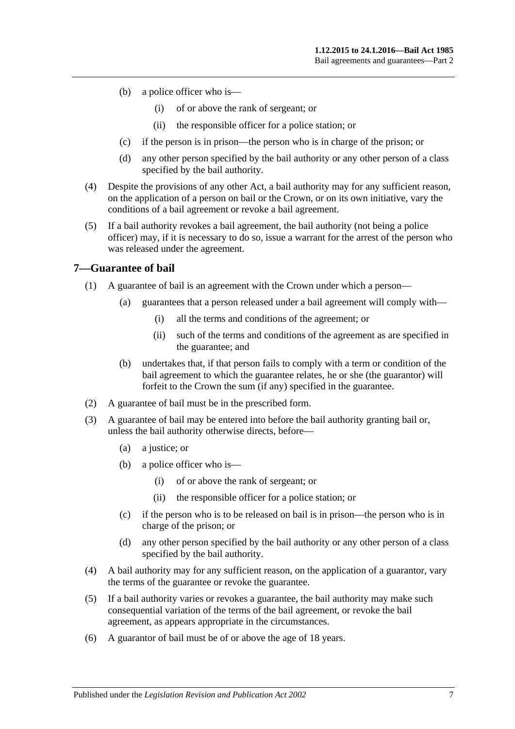(b) a police officer who is—

(i) of or above the rank of sergeant; or

(ii) the responsible officer for a police station; or

(c) if the person is in prison—the person who is in charge of the prison; or

(d) any other person specified by the bail authority or any other person of a class specified by the bail authority.

(4) Despite the provisions of any other Act, a bail authority may for any sufficient reason, on the application of a person on bail or the Crown, or on its own initiative, vary the conditions of a bail agreement or revoke a bail agreement.

(5) If a bail authority revokes a bail agreement, the bail authority (not being a police officer) may, if it is necessary to do so, issue a warrant for the arrest of the person who was released under the agreement.

## 7—Guarantee of bail

(1) A guarantee of bail is an agreement with the Crown under which a person—

(a) guarantees that a person released under a bail agreement will comply with—

(i) all the terms and conditions of the agreement; or

(ii) such of the terms and conditions of the agreement as are specified in the guarantee; and

(b) undertakes that, if that person fails to comply with a term or condition of the bail agreement to which the guarantee relates, he or she (the guarantor) will forfeit to the Crown the sum (if any) specified in the guarantee.

(2) A guarantee of bail must be in the prescribed form.

(3) A guarantee of bail may be entered into before the bail authority granting bail or, unless the bail authority otherwise directs, before—

(a) a justice; or

(b) a police officer who is—

(i) of or above the rank of sergeant; or

(ii) the responsible officer for a police station; or

(c) if the person who is to be released on bail is in prison—the person who is in charge of the prison; or

(d) any other person specified by the bail authority or any other person of a class specified by the bail authority.

(4) A bail authority may for any sufficient reason, on the application of a guarantor, vary the terms of the guarantee or revoke the guarantee.

(5) If a bail authority varies or revokes a guarantee, the bail authority may make such consequential variation of the terms of the bail agreement, or revoke the bail agreement, as appears appropriate in the circumstances.

(6) A guarantor of bail must be of or above the age of 18 years.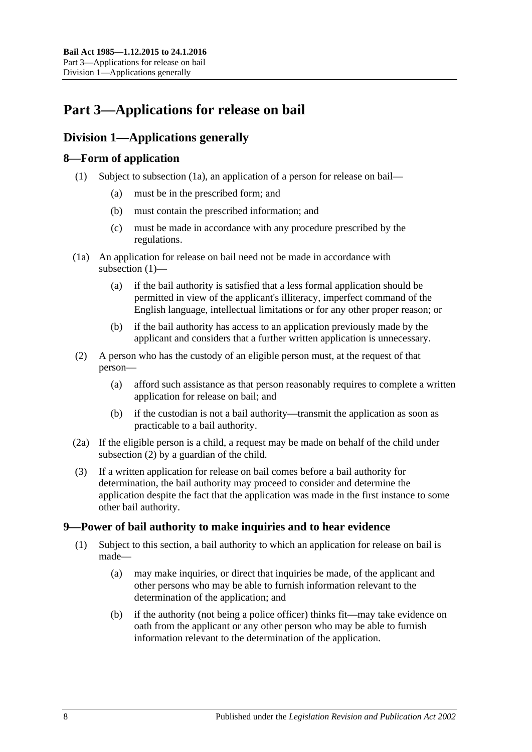# Part 3—Applications for release on bail

## Division 1—Applications generally

### 8—Form of application

(1) Subject to subsection (1a), an application of a person for release on bail—

(a) must be in the prescribed form; and

(b) must contain the prescribed information; and

(c) must be made in accordance with any procedure prescribed by the regulations.

(1a) An application for release on bail need not be made in accordance with subsection (1)—

(a) if the bail authority is satisfied that a less formal application should be permitted in view of the applicant's illiteracy, imperfect command of the English language, intellectual limitations or for any other proper reason; or

(b) if the bail authority has access to an application previously made by the applicant and considers that a further written application is unnecessary.

(2) A person who has the custody of an eligible person must, at the request of that person—

(a) afford such assistance as that person reasonably requires to complete a written application for release on bail; and

(b) if the custodian is not a bail authority—transmit the application as soon as practicable to a bail authority.

(2a) If the eligible person is a child, a request may be made on behalf of the child under subsection (2) by a guardian of the child.

(3) If a written application for release on bail comes before a bail authority for determination, the bail authority may proceed to consider and determine the application despite the fact that the application was made in the first instance to some other bail authority.

### 9—Power of bail authority to make inquiries and to hear evidence

(1) Subject to this section, a bail authority to which an application for release on bail is made—

(a) may make inquiries, or direct that inquiries be made, of the applicant and other persons who may be able to furnish information relevant to the determination of the application; and

(b) if the authority (not being a police officer) thinks fit—may take evidence on oath from the applicant or any other person who may be able to furnish information relevant to the determination of the application.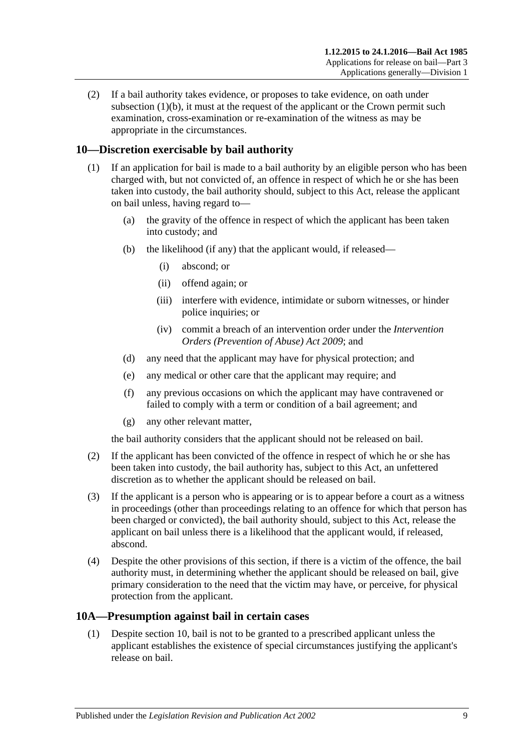(2) If a bail authority takes evidence, or proposes to take evidence, on oath under subsection (1)(b), it must at the request of the applicant or the Crown permit such examination, cross-examination or re-examination of the witness as may be appropriate in the circumstances.

## 10—Discretion exercisable by bail authority

(1) If an application for bail is made to a bail authority by an eligible person who has been charged with, but not convicted of, an offence in respect of which he or she has been taken into custody, the bail authority should, subject to this Act, release the applicant on bail unless, having regard to—

(a) the gravity of the offence in respect of which the applicant has been taken into custody; and

(b) the likelihood (if any) that the applicant would, if released—

(i) abscond; or

(ii) offend again; or

(iii) interfere with evidence, intimidate or suborn witnesses, or hinder police inquiries; or

(iv) commit a breach of an intervention order under the *Intervention Orders (Prevention of Abuse) Act 2009*; and

(d) any need that the applicant may have for physical protection; and

(e) any medical or other care that the applicant may require; and

(f) any previous occasions on which the applicant may have contravened or failed to comply with a term or condition of a bail agreement; and

(g) any other relevant matter,

the bail authority considers that the applicant should not be released on bail.

(2) If the applicant has been convicted of the offence in respect of which he or she has been taken into custody, the bail authority has, subject to this Act, an unfettered discretion as to whether the applicant should be released on bail.

(3) If the applicant is a person who is appearing or is to appear before a court as a witness in proceedings (other than proceedings relating to an offence for which that person has been charged or convicted), the bail authority should, subject to this Act, release the applicant on bail unless there is a likelihood that the applicant would, if released, abscond.

(4) Despite the other provisions of this section, if there is a victim of the offence, the bail authority must, in determining whether the applicant should be released on bail, give primary consideration to the need that the victim may have, or perceive, for physical protection from the applicant.

## 10A—Presumption against bail in certain cases

(1) Despite section 10, bail is not to be granted to a prescribed applicant unless the applicant establishes the existence of special circumstances justifying the applicant's release on bail.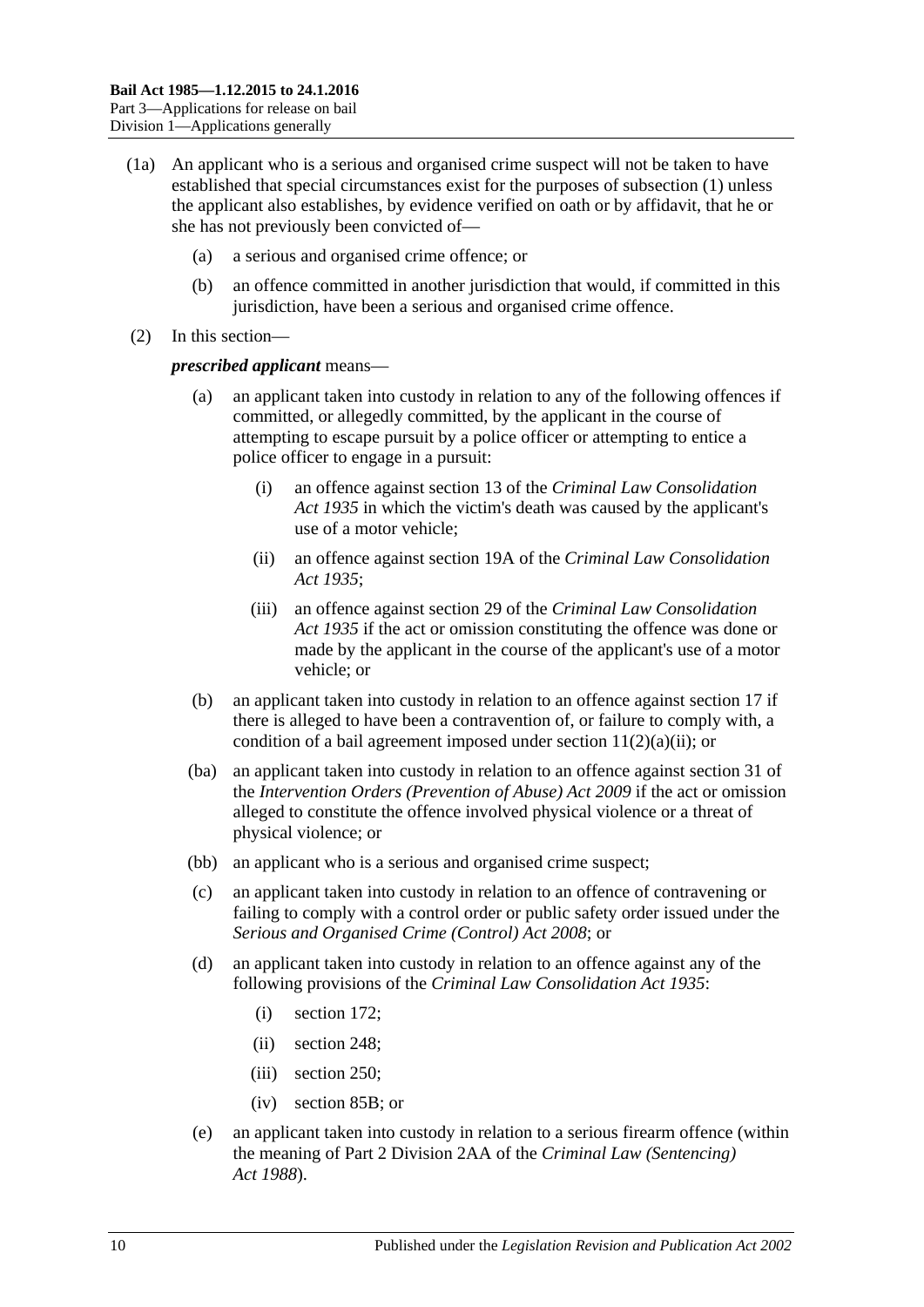(1a) An applicant who is a serious and organised crime suspect will not be taken to have established that special circumstances exist for the purposes of subsection (1) unless the applicant also establishes, by evidence verified on oath or by affidavit, that he or she has not previously been convicted of—

- (a) a serious and organised crime offence; or
- (b) an offence committed in another jurisdiction that would, if committed in this jurisdiction, have been a serious and organised crime offence.

(2) In this section—

***prescribed applicant*** means—

- (a) an applicant taken into custody in relation to any of the following offences if committed, or allegedly committed, by the applicant in the course of attempting to escape pursuit by a police officer or attempting to entice a police officer to engage in a pursuit:
    - (i) an offence against section 13 of the *Criminal Law Consolidation Act 1935* in which the victim's death was caused by the applicant's use of a motor vehicle;
    - (ii) an offence against section 19A of the *Criminal Law Consolidation Act 1935*;
    - (iii) an offence against section 29 of the *Criminal Law Consolidation Act 1935* if the act or omission constituting the offence was done or made by the applicant in the course of the applicant's use of a motor vehicle; or
- (b) an applicant taken into custody in relation to an offence against section 17 if there is alleged to have been a contravention of, or failure to comply with, a condition of a bail agreement imposed under section 11(2)(a)(ii); or
- (ba) an applicant taken into custody in relation to an offence against section 31 of the *Intervention Orders (Prevention of Abuse) Act 2009* if the act or omission alleged to constitute the offence involved physical violence or a threat of physical violence; or
- (bb) an applicant who is a serious and organised crime suspect;
- (c) an applicant taken into custody in relation to an offence of contravening or failing to comply with a control order or public safety order issued under the *Serious and Organised Crime (Control) Act 2008*; or
- (d) an applicant taken into custody in relation to an offence against any of the following provisions of the *Criminal Law Consolidation Act 1935*:
    - (i) section 172;
    - (ii) section 248;
    - (iii) section 250;
    - (iv) section 85B; or
- (e) an applicant taken into custody in relation to a serious firearm offence (within the meaning of Part 2 Division 2AA of the *Criminal Law (Sentencing) Act 1988*).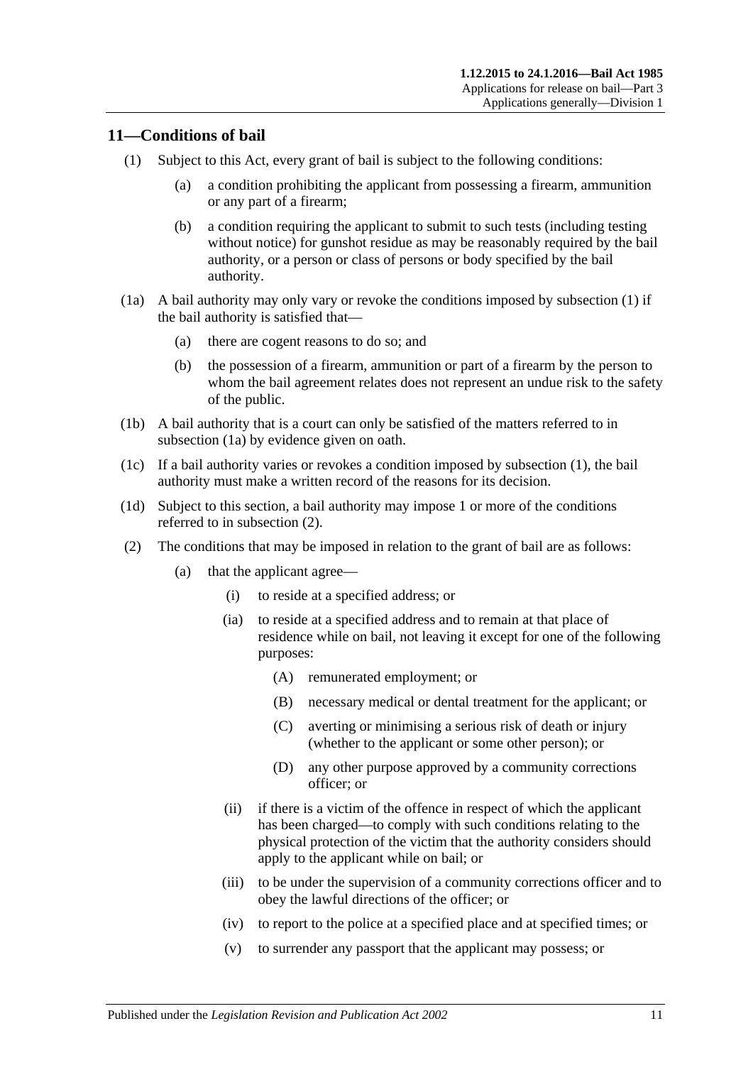## 11—Conditions of bail

(1) Subject to this Act, every grant of bail is subject to the following conditions:

(a) a condition prohibiting the applicant from possessing a firearm, ammunition or any part of a firearm;

(b) a condition requiring the applicant to submit to such tests (including testing without notice) for gunshot residue as may be reasonably required by the bail authority, or a person or class of persons or body specified by the bail authority.

(1a) A bail authority may only vary or revoke the conditions imposed by subsection (1) if the bail authority is satisfied that—

(a) there are cogent reasons to do so; and

(b) the possession of a firearm, ammunition or part of a firearm by the person to whom the bail agreement relates does not represent an undue risk to the safety of the public.

(1b) A bail authority that is a court can only be satisfied of the matters referred to in subsection (1a) by evidence given on oath.

(1c) If a bail authority varies or revokes a condition imposed by subsection (1), the bail authority must make a written record of the reasons for its decision.

(1d) Subject to this section, a bail authority may impose 1 or more of the conditions referred to in subsection (2).

(2) The conditions that may be imposed in relation to the grant of bail are as follows:

(a) that the applicant agree—

(i) to reside at a specified address; or

(ia) to reside at a specified address and to remain at that place of residence while on bail, not leaving it except for one of the following purposes:

(A) remunerated employment; or

(B) necessary medical or dental treatment for the applicant; or

(C) averting or minimising a serious risk of death or injury (whether to the applicant or some other person); or

(D) any other purpose approved by a community corrections officer; or

(ii) if there is a victim of the offence in respect of which the applicant has been charged—to comply with such conditions relating to the physical protection of the victim that the authority considers should apply to the applicant while on bail; or

(iii) to be under the supervision of a community corrections officer and to obey the lawful directions of the officer; or

(iv) to report to the police at a specified place and at specified times; or

(v) to surrender any passport that the applicant may possess; or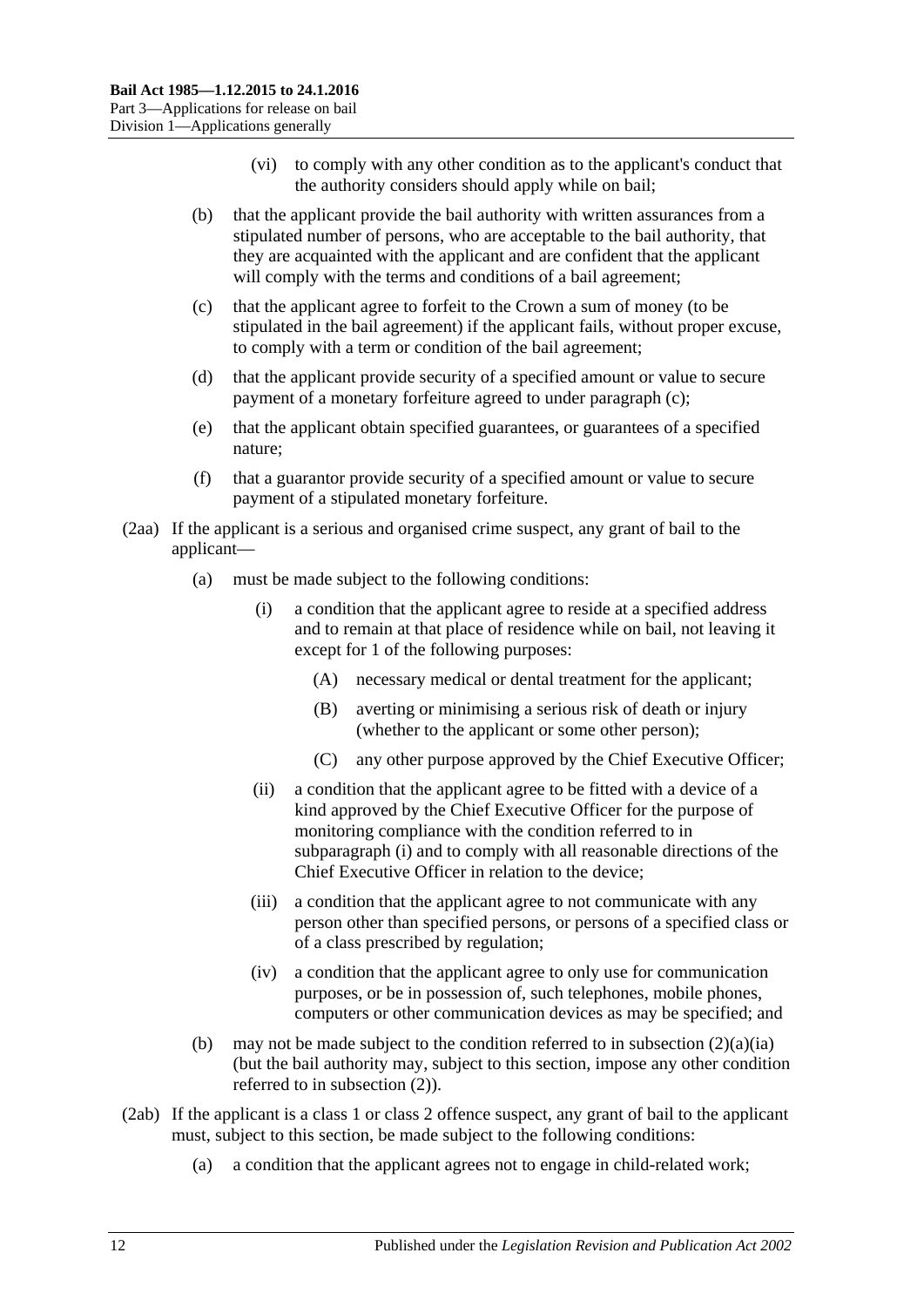(vi) to comply with any other condition as to the applicant's conduct that the authority considers should apply while on bail;

(b) that the applicant provide the bail authority with written assurances from a stipulated number of persons, who are acceptable to the bail authority, that they are acquainted with the applicant and are confident that the applicant will comply with the terms and conditions of a bail agreement;

(c) that the applicant agree to forfeit to the Crown a sum of money (to be stipulated in the bail agreement) if the applicant fails, without proper excuse, to comply with a term or condition of the bail agreement;

(d) that the applicant provide security of a specified amount or value to secure payment of a monetary forfeiture agreed to under paragraph (c);

(e) that the applicant obtain specified guarantees, or guarantees of a specified nature;

(f) that a guarantor provide security of a specified amount or value to secure payment of a stipulated monetary forfeiture.

(2aa) If the applicant is a serious and organised crime suspect, any grant of bail to the applicant—

(a) must be made subject to the following conditions:

(i) a condition that the applicant agree to reside at a specified address and to remain at that place of residence while on bail, not leaving it except for 1 of the following purposes:

(A) necessary medical or dental treatment for the applicant;

(B) averting or minimising a serious risk of death or injury (whether to the applicant or some other person);

(C) any other purpose approved by the Chief Executive Officer;

(ii) a condition that the applicant agree to be fitted with a device of a kind approved by the Chief Executive Officer for the purpose of monitoring compliance with the condition referred to in subparagraph (i) and to comply with all reasonable directions of the Chief Executive Officer in relation to the device;

(iii) a condition that the applicant agree to not communicate with any person other than specified persons, or persons of a specified class or of a class prescribed by regulation;

(iv) a condition that the applicant agree to only use for communication purposes, or be in possession of, such telephones, mobile phones, computers or other communication devices as may be specified; and

(b) may not be made subject to the condition referred to in subsection (2)(a)(ia) (but the bail authority may, subject to this section, impose any other condition referred to in subsection (2)).

(2ab) If the applicant is a class 1 or class 2 offence suspect, any grant of bail to the applicant must, subject to this section, be made subject to the following conditions:

(a) a condition that the applicant agrees not to engage in child-related work;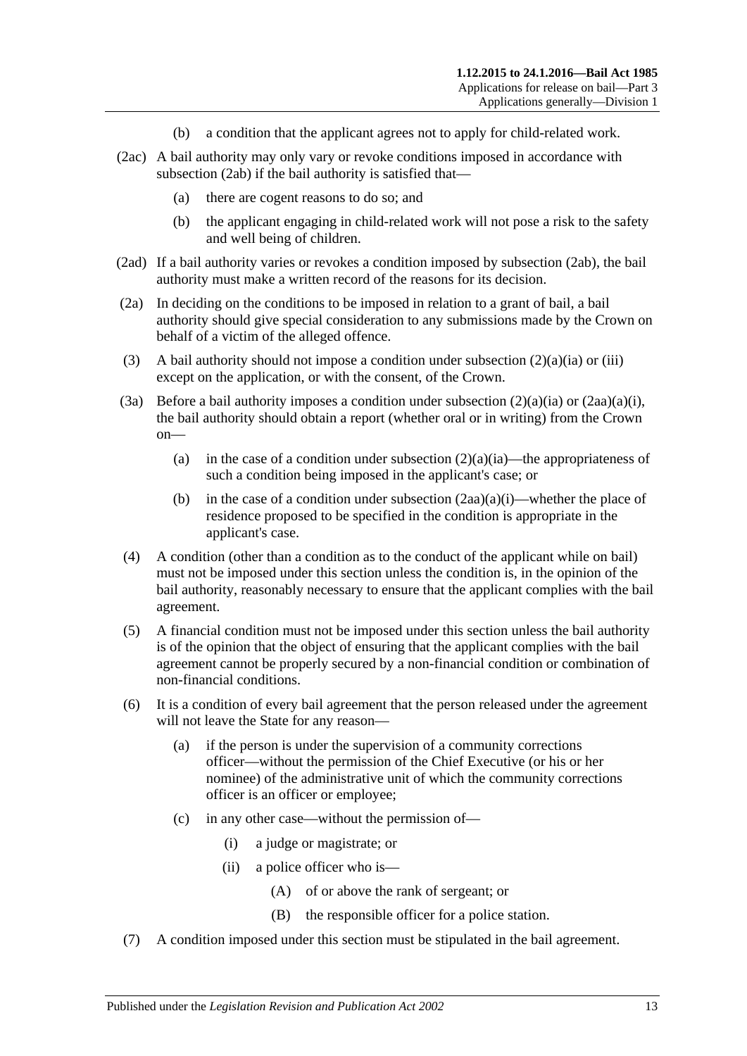(b) a condition that the applicant agrees not to apply for child-related work.

(2ac) A bail authority may only vary or revoke conditions imposed in accordance with subsection (2ab) if the bail authority is satisfied that—

(a) there are cogent reasons to do so; and

(b) the applicant engaging in child-related work will not pose a risk to the safety and well being of children.

(2ad) If a bail authority varies or revokes a condition imposed by subsection (2ab), the bail authority must make a written record of the reasons for its decision.

(2a) In deciding on the conditions to be imposed in relation to a grant of bail, a bail authority should give special consideration to any submissions made by the Crown on behalf of a victim of the alleged offence.

(3) A bail authority should not impose a condition under subsection (2)(a)(ia) or (iii) except on the application, or with the consent, of the Crown.

(3a) Before a bail authority imposes a condition under subsection (2)(a)(ia) or (2aa)(a)(i), the bail authority should obtain a report (whether oral or in writing) from the Crown on—

(a) in the case of a condition under subsection (2)(a)(ia)—the appropriateness of such a condition being imposed in the applicant's case; or

(b) in the case of a condition under subsection (2aa)(a)(i)—whether the place of residence proposed to be specified in the condition is appropriate in the applicant's case.

(4) A condition (other than a condition as to the conduct of the applicant while on bail) must not be imposed under this section unless the condition is, in the opinion of the bail authority, reasonably necessary to ensure that the applicant complies with the bail agreement.

(5) A financial condition must not be imposed under this section unless the bail authority is of the opinion that the object of ensuring that the applicant complies with the bail agreement cannot be properly secured by a non-financial condition or combination of non-financial conditions.

(6) It is a condition of every bail agreement that the person released under the agreement will not leave the State for any reason—

(a) if the person is under the supervision of a community corrections officer—without the permission of the Chief Executive (or his or her nominee) of the administrative unit of which the community corrections officer is an officer or employee;

(c) in any other case—without the permission of—

(i) a judge or magistrate; or

(ii) a police officer who is—

(A) of or above the rank of sergeant; or

(B) the responsible officer for a police station.

(7) A condition imposed under this section must be stipulated in the bail agreement.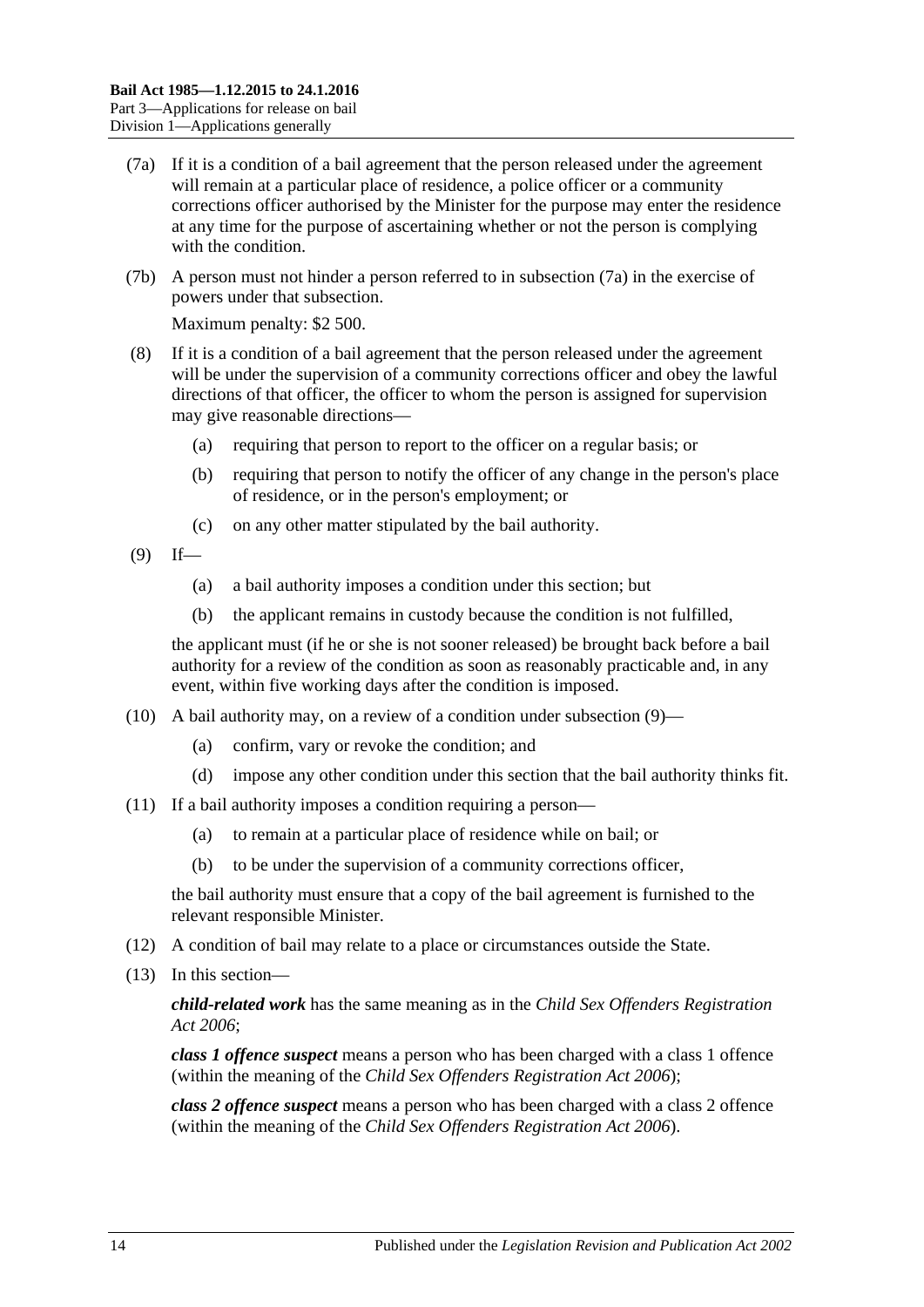(7a) If it is a condition of a bail agreement that the person released under the agreement will remain at a particular place of residence, a police officer or a community corrections officer authorised by the Minister for the purpose may enter the residence at any time for the purpose of ascertaining whether or not the person is complying with the condition.

(7b) A person must not hinder a person referred to in subsection (7a) in the exercise of powers under that subsection.

Maximum penalty: $2 500.

(8) If it is a condition of a bail agreement that the person released under the agreement will be under the supervision of a community corrections officer and obey the lawful directions of that officer, the officer to whom the person is assigned for supervision may give reasonable directions—

(a) requiring that person to report to the officer on a regular basis; or

(b) requiring that person to notify the officer of any change in the person's place of residence, or in the person's employment; or

(c) on any other matter stipulated by the bail authority.

(9) If—

(a) a bail authority imposes a condition under this section; but

(b) the applicant remains in custody because the condition is not fulfilled,

the applicant must (if he or she is not sooner released) be brought back before a bail authority for a review of the condition as soon as reasonably practicable and, in any event, within five working days after the condition is imposed.

(10) A bail authority may, on a review of a condition under subsection (9)—

(a) confirm, vary or revoke the condition; and

(d) impose any other condition under this section that the bail authority thinks fit.

(11) If a bail authority imposes a condition requiring a person—

(a) to remain at a particular place of residence while on bail; or

(b) to be under the supervision of a community corrections officer,

the bail authority must ensure that a copy of the bail agreement is furnished to the relevant responsible Minister.

(12) A condition of bail may relate to a place or circumstances outside the State.

(13) In this section—

***child-related work*** has the same meaning as in the *Child Sex Offenders Registration Act 2006*;

***class 1 offence suspect*** means a person who has been charged with a class 1 offence (within the meaning of the *Child Sex Offenders Registration Act 2006*);

***class 2 offence suspect*** means a person who has been charged with a class 2 offence (within the meaning of the *Child Sex Offenders Registration Act 2006*).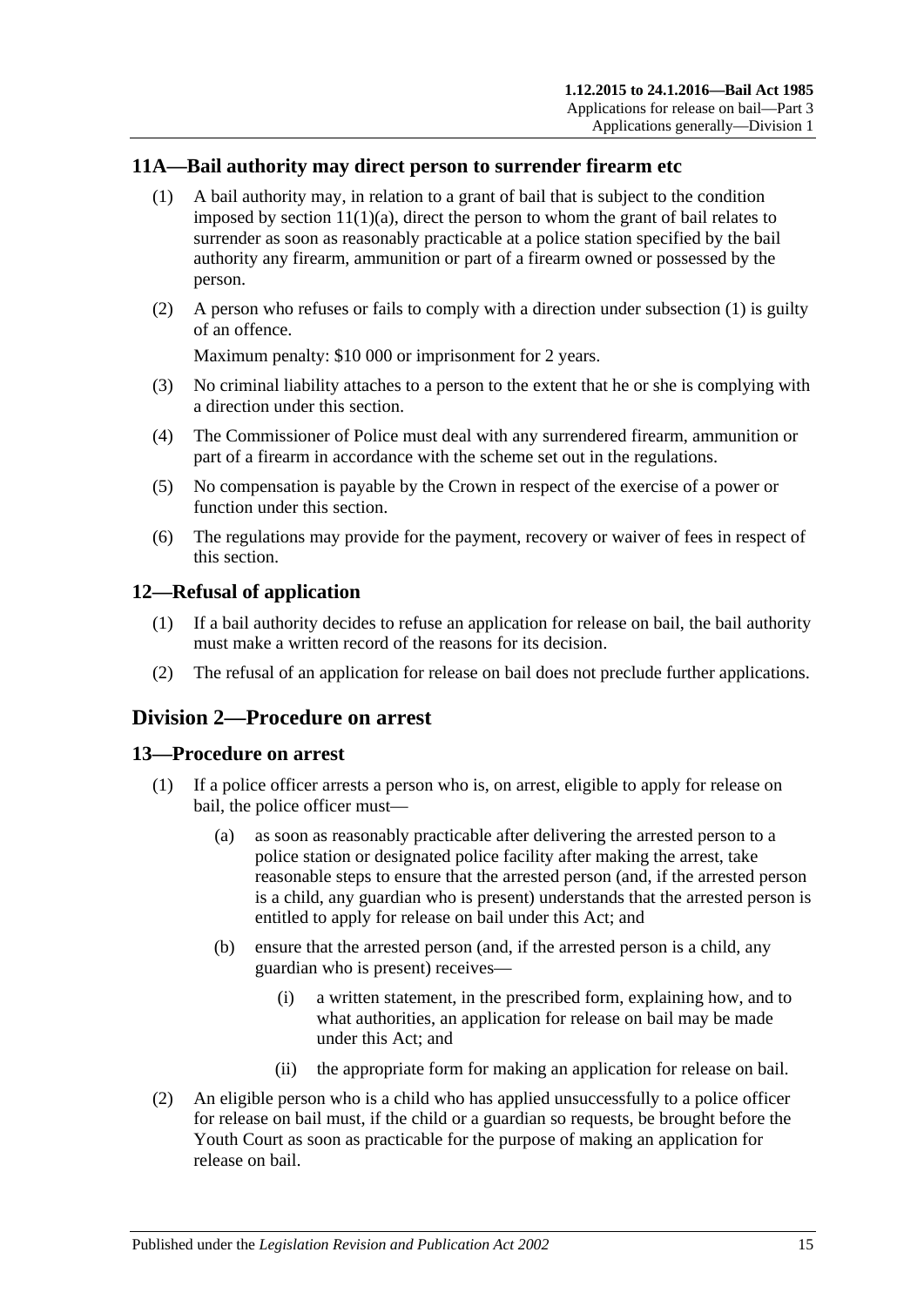### 11A—Bail authority may direct person to surrender firearm etc

(1) A bail authority may, in relation to a grant of bail that is subject to the condition imposed by section 11(1)(a), direct the person to whom the grant of bail relates to surrender as soon as reasonably practicable at a police station specified by the bail authority any firearm, ammunition or part of a firearm owned or possessed by the person.

(2) A person who refuses or fails to comply with a direction under subsection (1) is guilty of an offence.

Maximum penalty: $10 000 or imprisonment for 2 years.

(3) No criminal liability attaches to a person to the extent that he or she is complying with a direction under this section.

(4) The Commissioner of Police must deal with any surrendered firearm, ammunition or part of a firearm in accordance with the scheme set out in the regulations.

(5) No compensation is payable by the Crown in respect of the exercise of a power or function under this section.

(6) The regulations may provide for the payment, recovery or waiver of fees in respect of this section.

### 12—Refusal of application

(1) If a bail authority decides to refuse an application for release on bail, the bail authority must make a written record of the reasons for its decision.

(2) The refusal of an application for release on bail does not preclude further applications.

## Division 2—Procedure on arrest

### 13—Procedure on arrest

(1) If a police officer arrests a person who is, on arrest, eligible to apply for release on bail, the police officer must—

(a) as soon as reasonably practicable after delivering the arrested person to a police station or designated police facility after making the arrest, take reasonable steps to ensure that the arrested person (and, if the arrested person is a child, any guardian who is present) understands that the arrested person is entitled to apply for release on bail under this Act; and

(b) ensure that the arrested person (and, if the arrested person is a child, any guardian who is present) receives—

(i) a written statement, in the prescribed form, explaining how, and to what authorities, an application for release on bail may be made under this Act; and

(ii) the appropriate form for making an application for release on bail.

(2) An eligible person who is a child who has applied unsuccessfully to a police officer for release on bail must, if the child or a guardian so requests, be brought before the Youth Court as soon as practicable for the purpose of making an application for release on bail.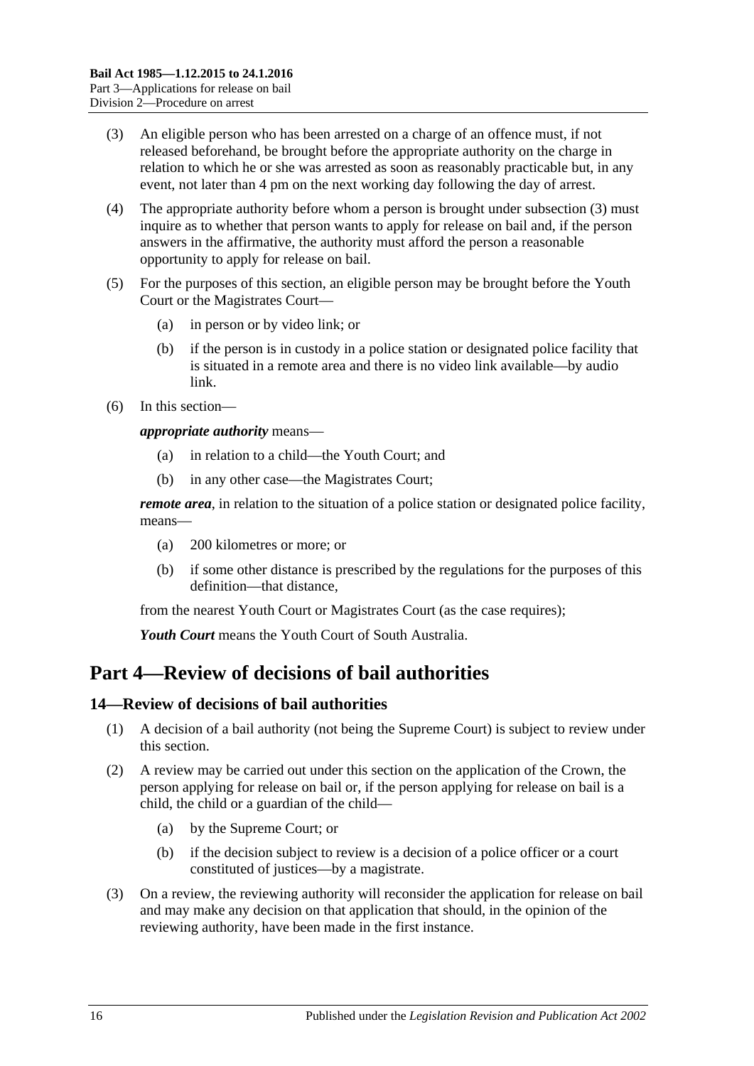(3) An eligible person who has been arrested on a charge of an offence must, if not released beforehand, be brought before the appropriate authority on the charge in relation to which he or she was arrested as soon as reasonably practicable but, in any event, not later than 4 pm on the next working day following the day of arrest.

(4) The appropriate authority before whom a person is brought under subsection (3) must inquire as to whether that person wants to apply for release on bail and, if the person answers in the affirmative, the authority must afford the person a reasonable opportunity to apply for release on bail.

(5) For the purposes of this section, an eligible person may be brought before the Youth Court or the Magistrates Court—

(a) in person or by video link; or

(b) if the person is in custody in a police station or designated police facility that is situated in a remote area and there is no video link available—by audio link.

(6) In this section—

***appropriate authority*** means—

(a) in relation to a child—the Youth Court; and

(b) in any other case—the Magistrates Court;

***remote area***, in relation to the situation of a police station or designated police facility, means—

(a) 200 kilometres or more; or

(b) if some other distance is prescribed by the regulations for the purposes of this definition—that distance,

from the nearest Youth Court or Magistrates Court (as the case requires);

***Youth Court*** means the Youth Court of South Australia.

# Part 4—Review of decisions of bail authorities

## 14—Review of decisions of bail authorities

(1) A decision of a bail authority (not being the Supreme Court) is subject to review under this section.

(2) A review may be carried out under this section on the application of the Crown, the person applying for release on bail or, if the person applying for release on bail is a child, the child or a guardian of the child—

(a) by the Supreme Court; or

(b) if the decision subject to review is a decision of a police officer or a court constituted of justices—by a magistrate.

(3) On a review, the reviewing authority will reconsider the application for release on bail and may make any decision on that application that should, in the opinion of the reviewing authority, have been made in the first instance.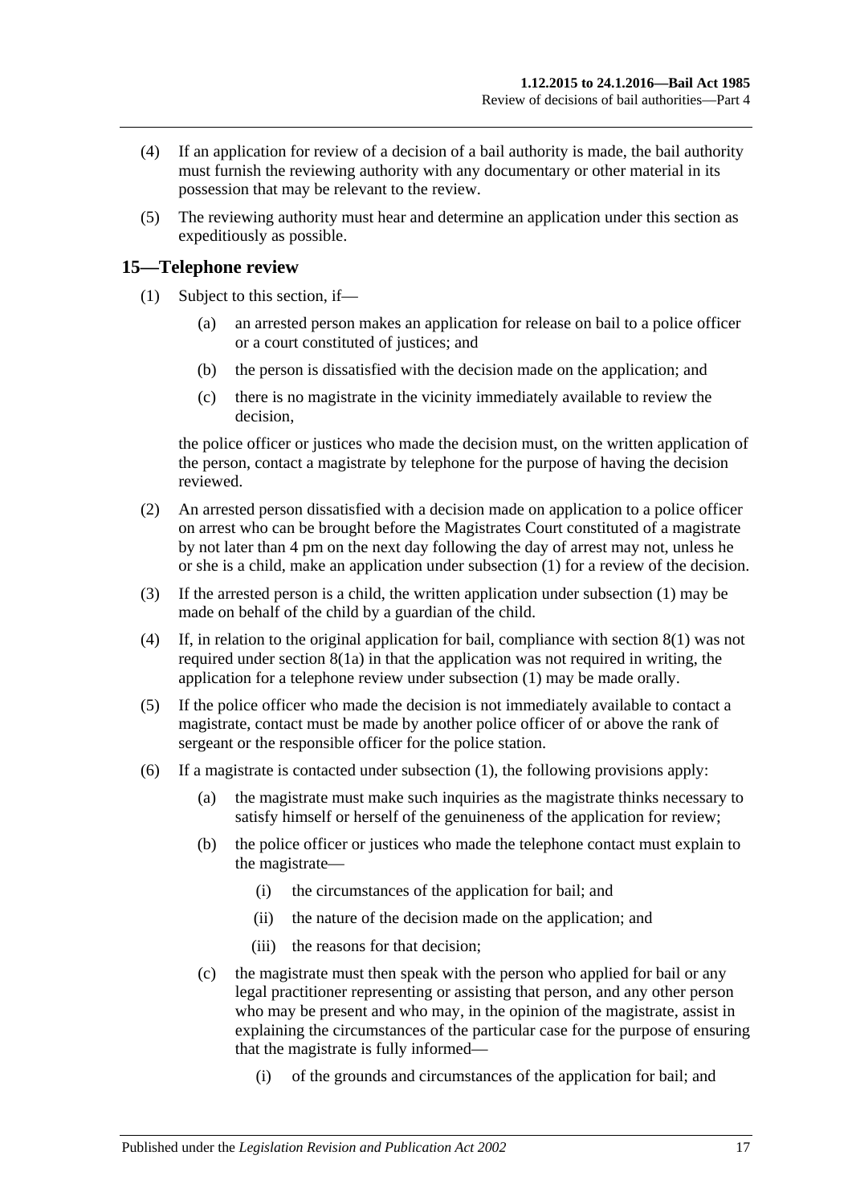(4) If an application for review of a decision of a bail authority is made, the bail authority must furnish the reviewing authority with any documentary or other material in its possession that may be relevant to the review.

(5) The reviewing authority must hear and determine an application under this section as expeditiously as possible.

## 15—Telephone review

(1) Subject to this section, if—

  (a) an arrested person makes an application for release on bail to a police officer or a court constituted of justices; and

  (b) the person is dissatisfied with the decision made on the application; and

  (c) there is no magistrate in the vicinity immediately available to review the decision,

the police officer or justices who made the decision must, on the written application of the person, contact a magistrate by telephone for the purpose of having the decision reviewed.

(2) An arrested person dissatisfied with a decision made on application to a police officer on arrest who can be brought before the Magistrates Court constituted of a magistrate by not later than 4 pm on the next day following the day of arrest may not, unless he or she is a child, make an application under subsection (1) for a review of the decision.

(3) If the arrested person is a child, the written application under subsection (1) may be made on behalf of the child by a guardian of the child.

(4) If, in relation to the original application for bail, compliance with section 8(1) was not required under section 8(1a) in that the application was not required in writing, the application for a telephone review under subsection (1) may be made orally.

(5) If the police officer who made the decision is not immediately available to contact a magistrate, contact must be made by another police officer of or above the rank of sergeant or the responsible officer for the police station.

(6) If a magistrate is contacted under subsection (1), the following provisions apply:

  (a) the magistrate must make such inquiries as the magistrate thinks necessary to satisfy himself or herself of the genuineness of the application for review;

  (b) the police officer or justices who made the telephone contact must explain to the magistrate—

    (i) the circumstances of the application for bail; and

    (ii) the nature of the decision made on the application; and

    (iii) the reasons for that decision;

  (c) the magistrate must then speak with the person who applied for bail or any legal practitioner representing or assisting that person, and any other person who may be present and who may, in the opinion of the magistrate, assist in explaining the circumstances of the particular case for the purpose of ensuring that the magistrate is fully informed—

    (i) of the grounds and circumstances of the application for bail; and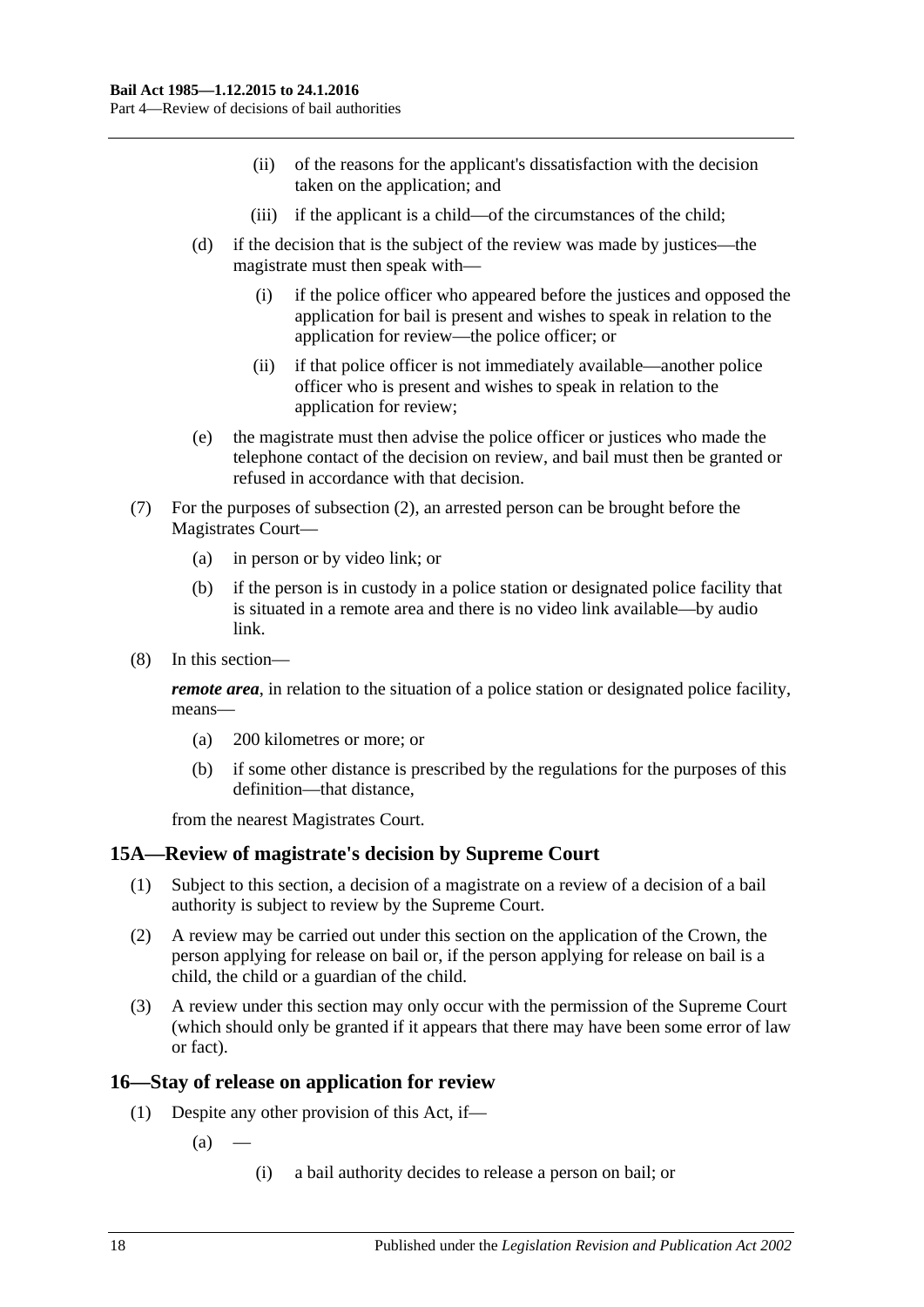(ii) of the reasons for the applicant's dissatisfaction with the decision taken on the application; and

(iii) if the applicant is a child—of the circumstances of the child;

(d) if the decision that is the subject of the review was made by justices—the magistrate must then speak with—

(i) if the police officer who appeared before the justices and opposed the application for bail is present and wishes to speak in relation to the application for review—the police officer; or

(ii) if that police officer is not immediately available—another police officer who is present and wishes to speak in relation to the application for review;

(e) the magistrate must then advise the police officer or justices who made the telephone contact of the decision on review, and bail must then be granted or refused in accordance with that decision.

(7) For the purposes of subsection (2), an arrested person can be brought before the Magistrates Court—

(a) in person or by video link; or

(b) if the person is in custody in a police station or designated police facility that is situated in a remote area and there is no video link available—by audio link.

(8) In this section—

***remote area***, in relation to the situation of a police station or designated police facility, means—

(a) 200 kilometres or more; or

(b) if some other distance is prescribed by the regulations for the purposes of this definition—that distance,

from the nearest Magistrates Court.

## 15A—Review of magistrate's decision by Supreme Court

(1) Subject to this section, a decision of a magistrate on a review of a decision of a bail authority is subject to review by the Supreme Court.

(2) A review may be carried out under this section on the application of the Crown, the person applying for release on bail or, if the person applying for release on bail is a child, the child or a guardian of the child.

(3) A review under this section may only occur with the permission of the Supreme Court (which should only be granted if it appears that there may have been some error of law or fact).

## 16—Stay of release on application for review

(1) Despite any other provision of this Act, if—

(a) —

(i) a bail authority decides to release a person on bail; or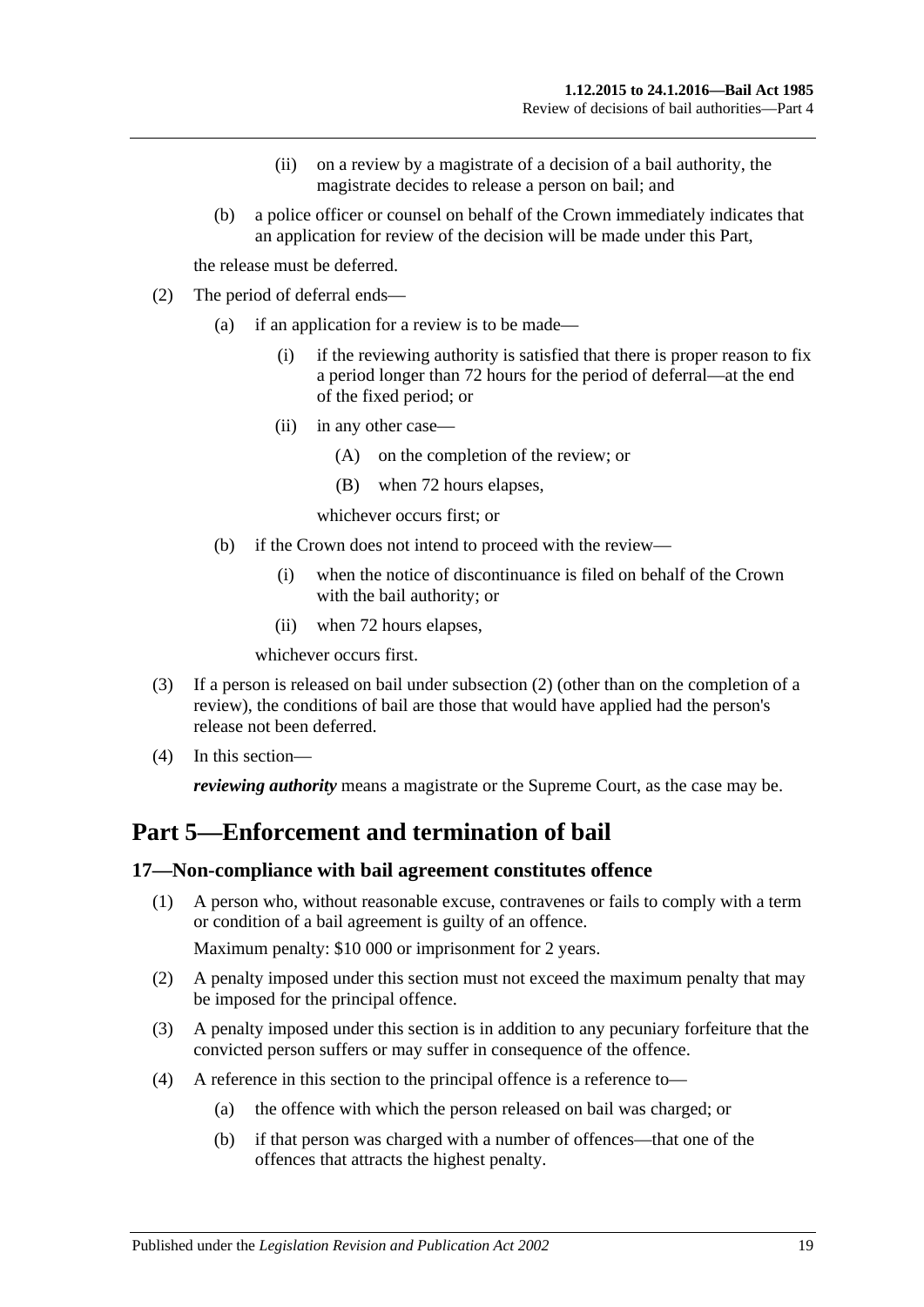(ii) on a review by a magistrate of a decision of a bail authority, the magistrate decides to release a person on bail; and

(b) a police officer or counsel on behalf of the Crown immediately indicates that an application for review of the decision will be made under this Part,

the release must be deferred.

(2) The period of deferral ends—

(a) if an application for a review is to be made—

(i) if the reviewing authority is satisfied that there is proper reason to fix a period longer than 72 hours for the period of deferral—at the end of the fixed period; or

(ii) in any other case—

(A) on the completion of the review; or

(B) when 72 hours elapses,

whichever occurs first; or

(b) if the Crown does not intend to proceed with the review—

(i) when the notice of discontinuance is filed on behalf of the Crown with the bail authority; or

(ii) when 72 hours elapses,

whichever occurs first.

(3) If a person is released on bail under subsection (2) (other than on the completion of a review), the conditions of bail are those that would have applied had the person's release not been deferred.

(4) In this section—

***reviewing authority*** means a magistrate or the Supreme Court, as the case may be.

# Part 5—Enforcement and termination of bail

## 17—Non-compliance with bail agreement constitutes offence

(1) A person who, without reasonable excuse, contravenes or fails to comply with a term or condition of a bail agreement is guilty of an offence.

Maximum penalty: $10 000 or imprisonment for 2 years.

(2) A penalty imposed under this section must not exceed the maximum penalty that may be imposed for the principal offence.

(3) A penalty imposed under this section is in addition to any pecuniary forfeiture that the convicted person suffers or may suffer in consequence of the offence.

(4) A reference in this section to the principal offence is a reference to—

(a) the offence with which the person released on bail was charged; or

(b) if that person was charged with a number of offences—that one of the offences that attracts the highest penalty.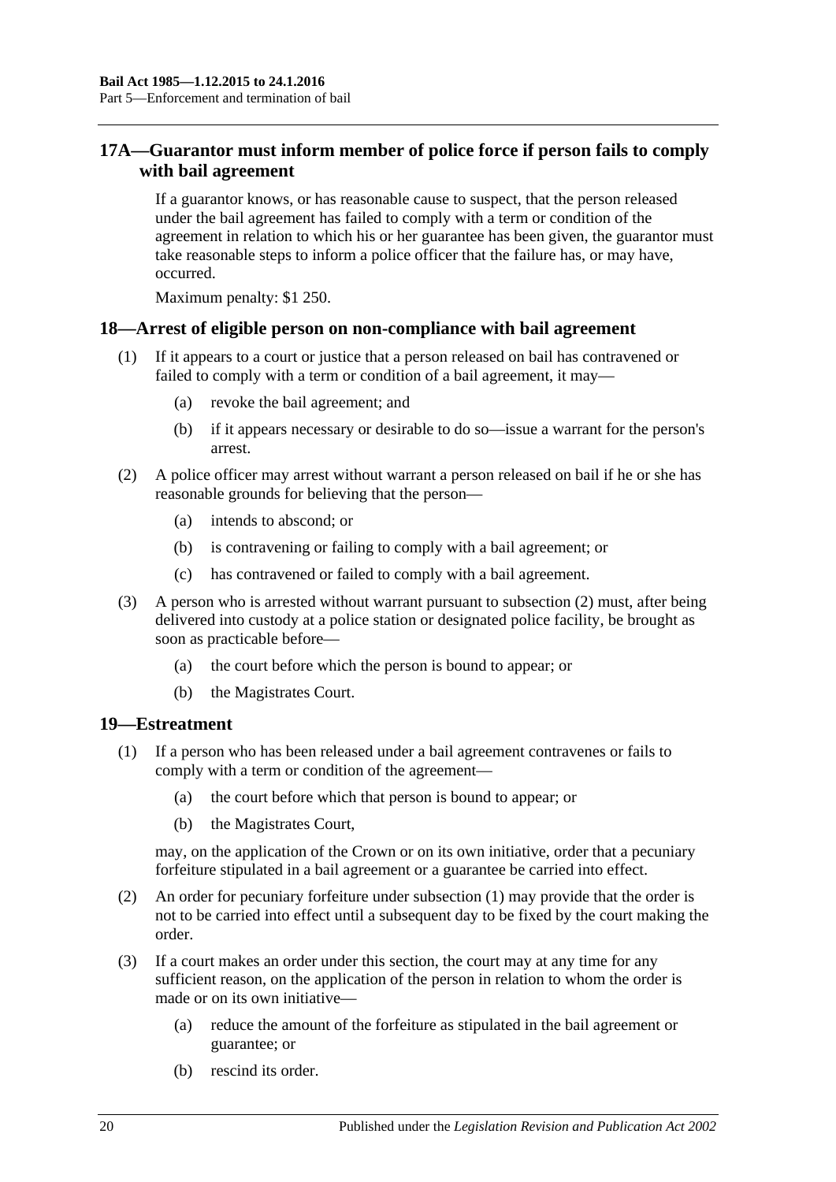## 17A—Guarantor must inform member of police force if person fails to comply with bail agreement

If a guarantor knows, or has reasonable cause to suspect, that the person released under the bail agreement has failed to comply with a term or condition of the agreement in relation to which his or her guarantee has been given, the guarantor must take reasonable steps to inform a police officer that the failure has, or may have, occurred.

Maximum penalty: $1 250.

## 18—Arrest of eligible person on non-compliance with bail agreement

(1) If it appears to a court or justice that a person released on bail has contravened or failed to comply with a term or condition of a bail agreement, it may—

(a) revoke the bail agreement; and

(b) if it appears necessary or desirable to do so—issue a warrant for the person's arrest.

(2) A police officer may arrest without warrant a person released on bail if he or she has reasonable grounds for believing that the person—

(a) intends to abscond; or

(b) is contravening or failing to comply with a bail agreement; or

(c) has contravened or failed to comply with a bail agreement.

(3) A person who is arrested without warrant pursuant to subsection (2) must, after being delivered into custody at a police station or designated police facility, be brought as soon as practicable before—

(a) the court before which the person is bound to appear; or

(b) the Magistrates Court.

## 19—Estreatment

(1) If a person who has been released under a bail agreement contravenes or fails to comply with a term or condition of the agreement—

(a) the court before which that person is bound to appear; or

(b) the Magistrates Court,

may, on the application of the Crown or on its own initiative, order that a pecuniary forfeiture stipulated in a bail agreement or a guarantee be carried into effect.

(2) An order for pecuniary forfeiture under subsection (1) may provide that the order is not to be carried into effect until a subsequent day to be fixed by the court making the order.

(3) If a court makes an order under this section, the court may at any time for any sufficient reason, on the application of the person in relation to whom the order is made or on its own initiative—

(a) reduce the amount of the forfeiture as stipulated in the bail agreement or guarantee; or

(b) rescind its order.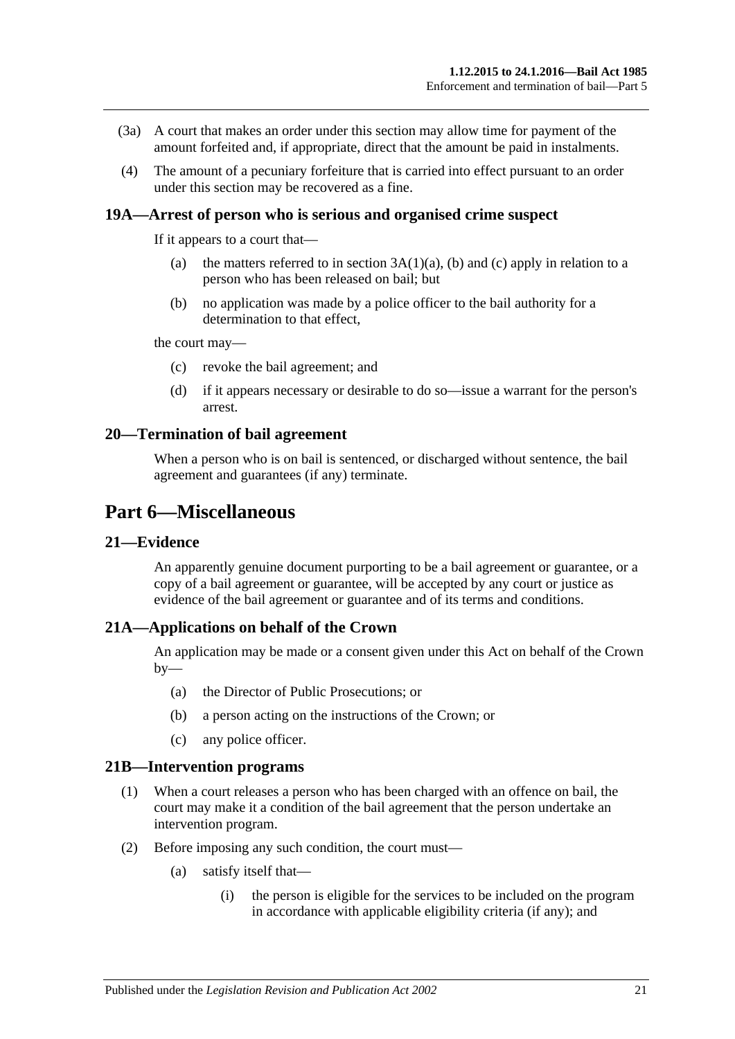(3a) A court that makes an order under this section may allow time for payment of the amount forfeited and, if appropriate, direct that the amount be paid in instalments.

(4) The amount of a pecuniary forfeiture that is carried into effect pursuant to an order under this section may be recovered as a fine.

### 19A—Arrest of person who is serious and organised crime suspect

If it appears to a court that—

(a) the matters referred to in section 3A(1)(a), (b) and (c) apply in relation to a person who has been released on bail; but

(b) no application was made by a police officer to the bail authority for a determination to that effect,

the court may—

(c) revoke the bail agreement; and

(d) if it appears necessary or desirable to do so—issue a warrant for the person's arrest.

### 20—Termination of bail agreement

When a person who is on bail is sentenced, or discharged without sentence, the bail agreement and guarantees (if any) terminate.

## Part 6—Miscellaneous

### 21—Evidence

An apparently genuine document purporting to be a bail agreement or guarantee, or a copy of a bail agreement or guarantee, will be accepted by any court or justice as evidence of the bail agreement or guarantee and of its terms and conditions.

### 21A—Applications on behalf of the Crown

An application may be made or a consent given under this Act on behalf of the Crown by—

(a) the Director of Public Prosecutions; or

(b) a person acting on the instructions of the Crown; or

(c) any police officer.

### 21B—Intervention programs

(1) When a court releases a person who has been charged with an offence on bail, the court may make it a condition of the bail agreement that the person undertake an intervention program.

(2) Before imposing any such condition, the court must—

(a) satisfy itself that—

(i) the person is eligible for the services to be included on the program in accordance with applicable eligibility criteria (if any); and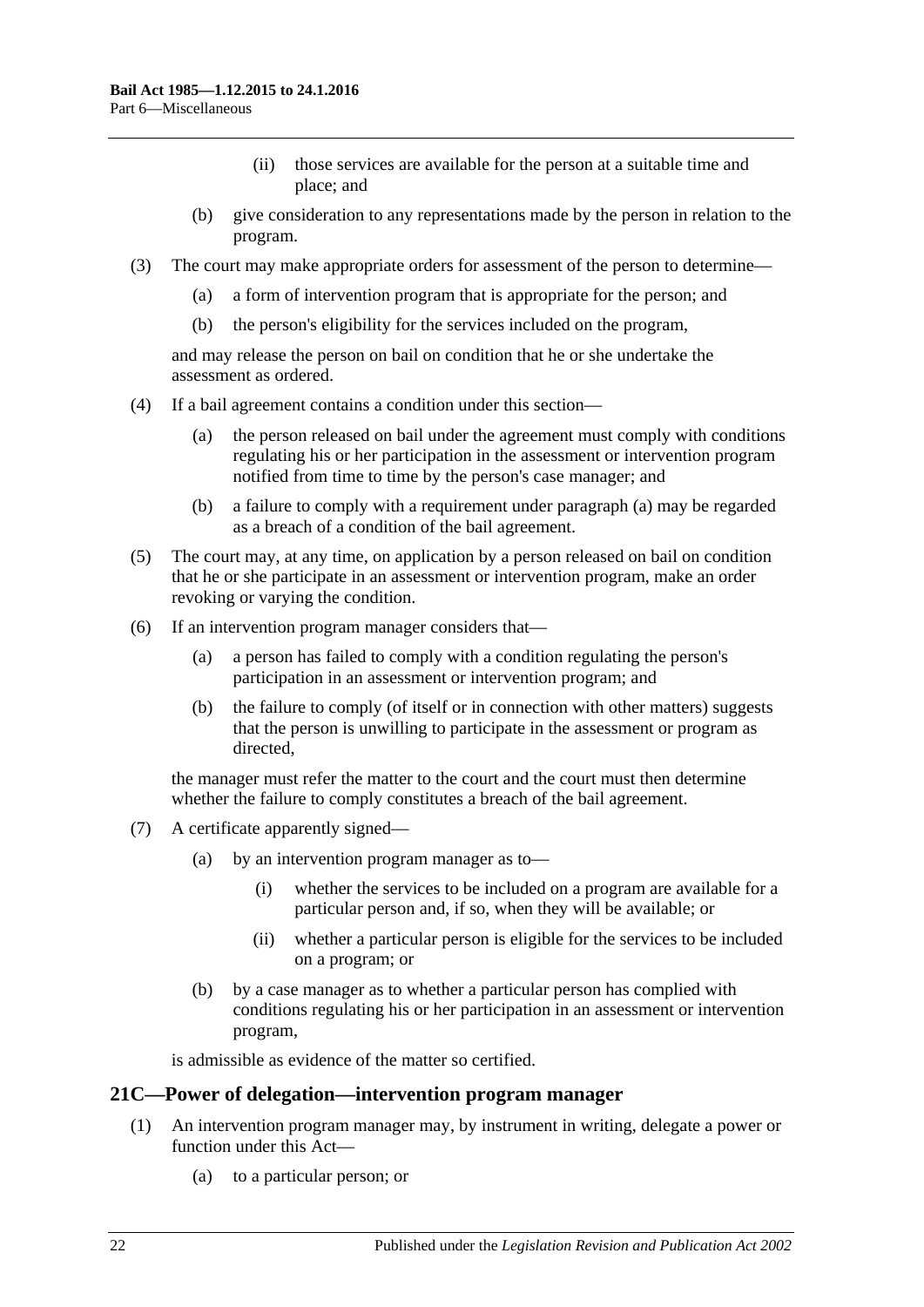(ii) those services are available for the person at a suitable time and place; and

(b) give consideration to any representations made by the person in relation to the program.

(3) The court may make appropriate orders for assessment of the person to determine—

(a) a form of intervention program that is appropriate for the person; and

(b) the person's eligibility for the services included on the program,

and may release the person on bail on condition that he or she undertake the assessment as ordered.

(4) If a bail agreement contains a condition under this section—

(a) the person released on bail under the agreement must comply with conditions regulating his or her participation in the assessment or intervention program notified from time to time by the person's case manager; and

(b) a failure to comply with a requirement under paragraph (a) may be regarded as a breach of a condition of the bail agreement.

(5) The court may, at any time, on application by a person released on bail on condition that he or she participate in an assessment or intervention program, make an order revoking or varying the condition.

(6) If an intervention program manager considers that—

(a) a person has failed to comply with a condition regulating the person's participation in an assessment or intervention program; and

(b) the failure to comply (of itself or in connection with other matters) suggests that the person is unwilling to participate in the assessment or program as directed,

the manager must refer the matter to the court and the court must then determine whether the failure to comply constitutes a breach of the bail agreement.

(7) A certificate apparently signed—

(a) by an intervention program manager as to—

(i) whether the services to be included on a program are available for a particular person and, if so, when they will be available; or

(ii) whether a particular person is eligible for the services to be included on a program; or

(b) by a case manager as to whether a particular person has complied with conditions regulating his or her participation in an assessment or intervention program,

is admissible as evidence of the matter so certified.

## 21C—Power of delegation—intervention program manager

(1) An intervention program manager may, by instrument in writing, delegate a power or function under this Act—

(a) to a particular person; or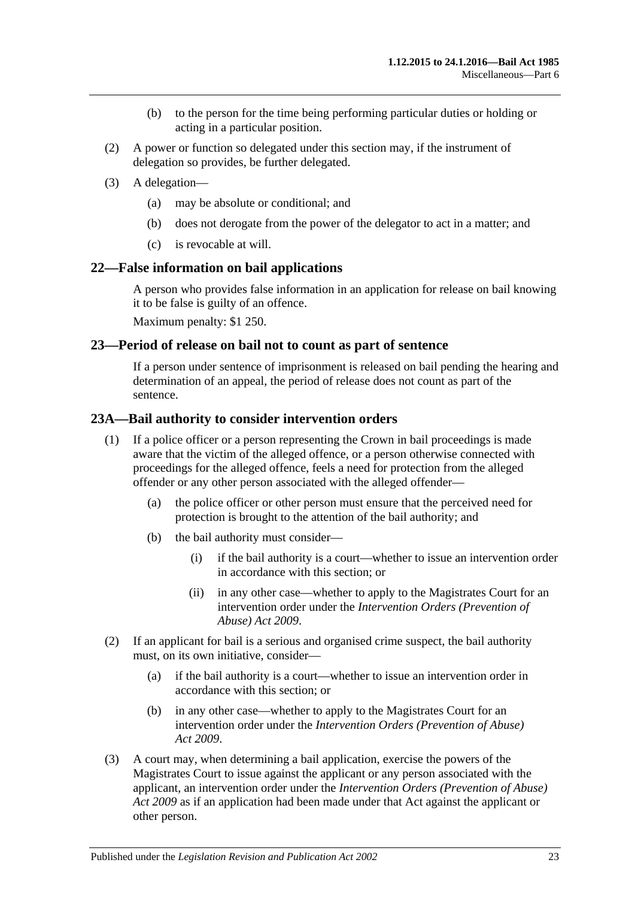(b) to the person for the time being performing particular duties or holding or acting in a particular position.

(2) A power or function so delegated under this section may, if the instrument of delegation so provides, be further delegated.

(3) A delegation—

(a) may be absolute or conditional; and

(b) does not derogate from the power of the delegator to act in a matter; and

(c) is revocable at will.

## 22—False information on bail applications

A person who provides false information in an application for release on bail knowing it to be false is guilty of an offence.

Maximum penalty: $1 250.

## 23—Period of release on bail not to count as part of sentence

If a person under sentence of imprisonment is released on bail pending the hearing and determination of an appeal, the period of release does not count as part of the sentence.

## 23A—Bail authority to consider intervention orders

(1) If a police officer or a person representing the Crown in bail proceedings is made aware that the victim of the alleged offence, or a person otherwise connected with proceedings for the alleged offence, feels a need for protection from the alleged offender or any other person associated with the alleged offender—

(a) the police officer or other person must ensure that the perceived need for protection is brought to the attention of the bail authority; and

(b) the bail authority must consider—

(i) if the bail authority is a court—whether to issue an intervention order in accordance with this section; or

(ii) in any other case—whether to apply to the Magistrates Court for an intervention order under the *Intervention Orders (Prevention of Abuse) Act 2009*.

(2) If an applicant for bail is a serious and organised crime suspect, the bail authority must, on its own initiative, consider—

(a) if the bail authority is a court—whether to issue an intervention order in accordance with this section; or

(b) in any other case—whether to apply to the Magistrates Court for an intervention order under the *Intervention Orders (Prevention of Abuse) Act 2009*.

(3) A court may, when determining a bail application, exercise the powers of the Magistrates Court to issue against the applicant or any person associated with the applicant, an intervention order under the *Intervention Orders (Prevention of Abuse) Act 2009* as if an application had been made under that Act against the applicant or other person.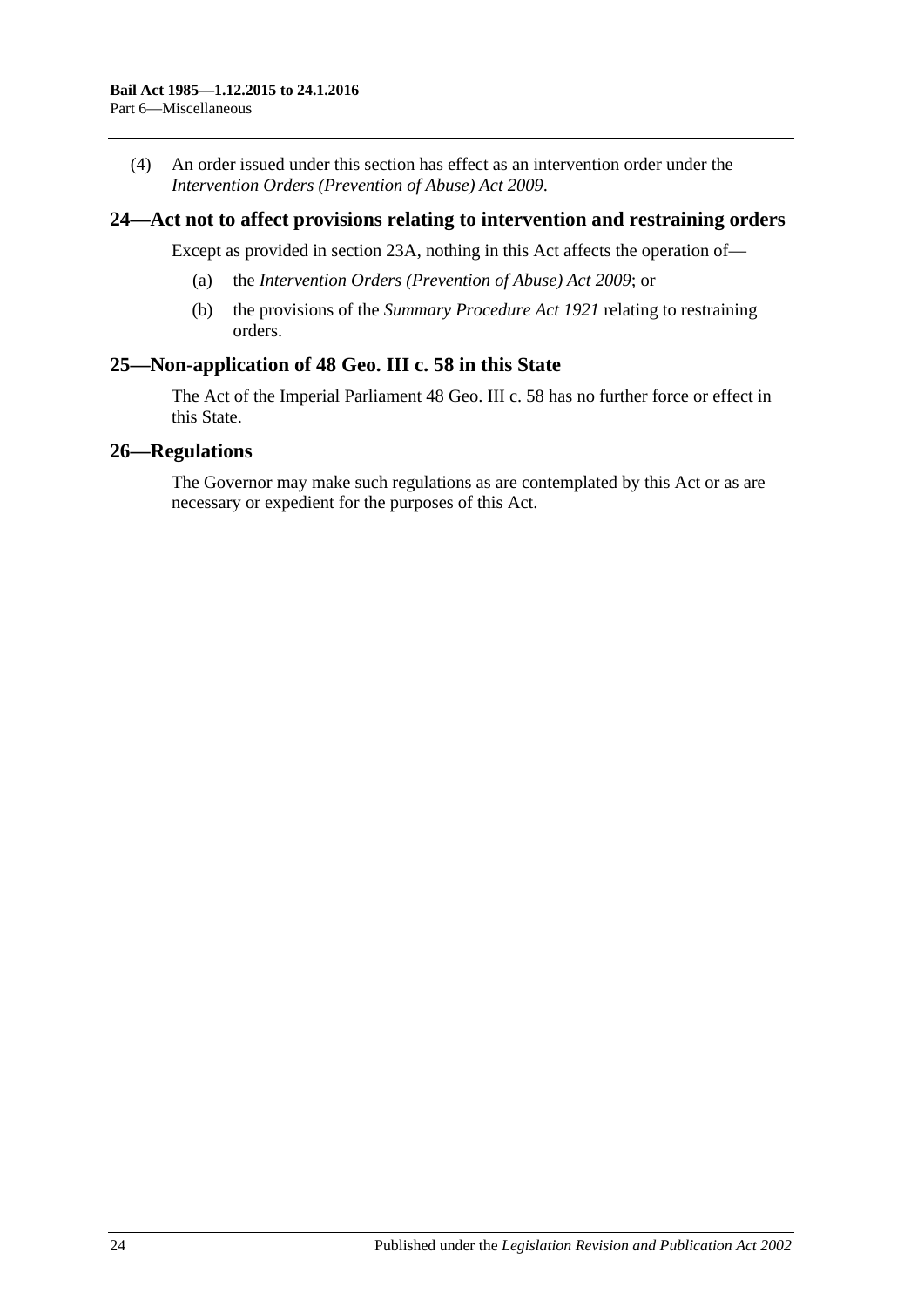(4) An order issued under this section has effect as an intervention order under the *Intervention Orders (Prevention of Abuse) Act 2009*.

## 24—Act not to affect provisions relating to intervention and restraining orders

Except as provided in section 23A, nothing in this Act affects the operation of—

(a) the *Intervention Orders (Prevention of Abuse) Act 2009*; or

(b) the provisions of the *Summary Procedure Act 1921* relating to restraining orders.

## 25—Non-application of 48 Geo. III c. 58 in this State

The Act of the Imperial Parliament 48 Geo. III c. 58 has no further force or effect in this State.

## 26—Regulations

The Governor may make such regulations as are contemplated by this Act or as are necessary or expedient for the purposes of this Act.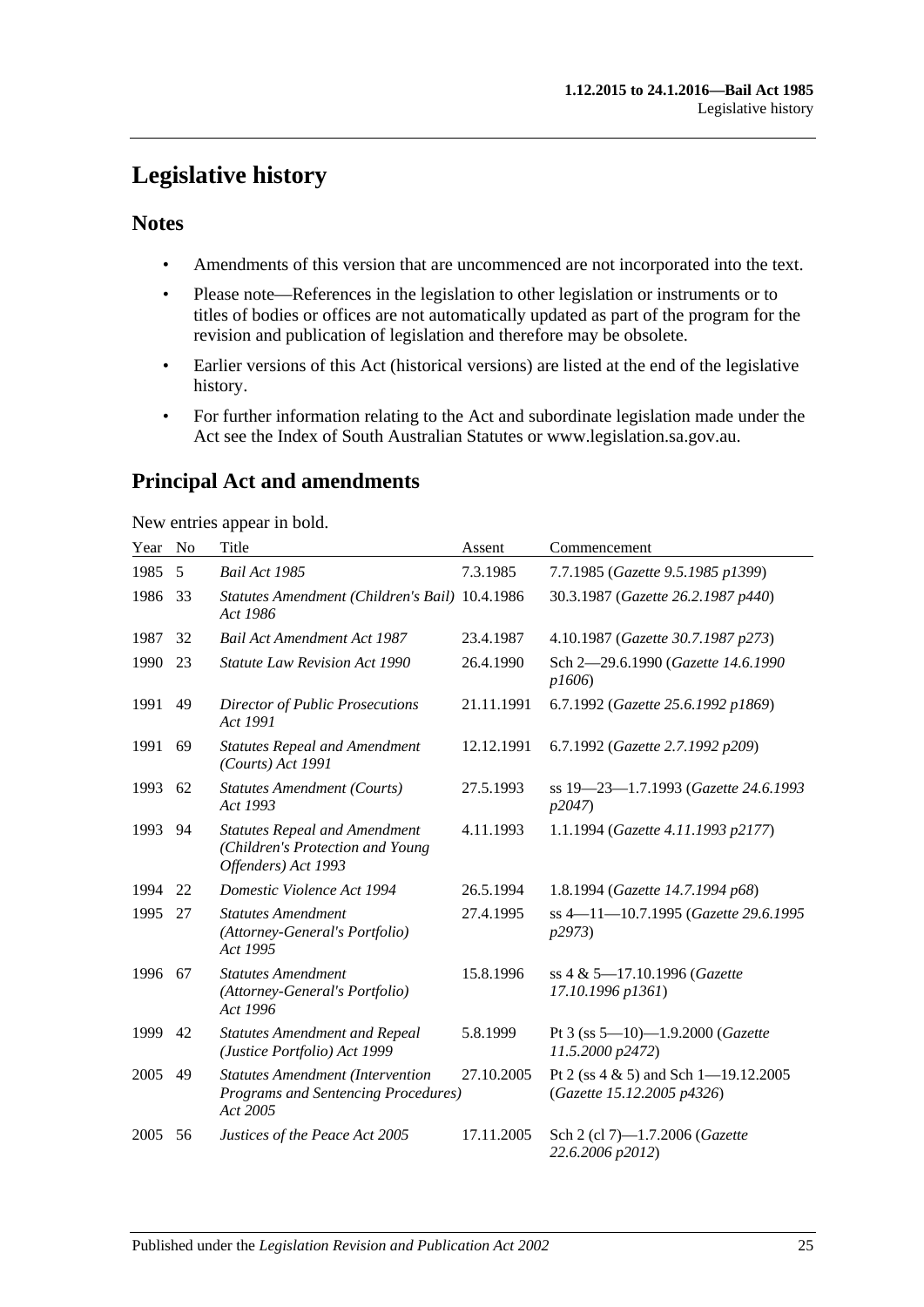# Legislative history

## Notes

- Amendments of this version that are uncommenced are not incorporated into the text.
- Please note—References in the legislation to other legislation or instruments or to titles of bodies or offices are not automatically updated as part of the program for the revision and publication of legislation and therefore may be obsolete.
- Earlier versions of this Act (historical versions) are listed at the end of the legislative history.
- For further information relating to the Act and subordinate legislation made under the Act see the Index of South Australian Statutes or www.legislation.sa.gov.au.

## Principal Act and amendments

New entries appear in bold.

| Year | No | Title | Assent | Commencement |
|---|---|---|---|---|
| 1985 | 5 | *Bail Act 1985* | 7.3.1985 | 7.7.1985 (*Gazette 9.5.1985 p1399*) |
| 1986 | 33 | *Statutes Amendment (Children's Bail) Act 1986* | 10.4.1986 | 30.3.1987 (*Gazette 26.2.1987 p440*) |
| 1987 | 32 | *Bail Act Amendment Act 1987* | 23.4.1987 | 4.10.1987 (*Gazette 30.7.1987 p273*) |
| 1990 | 23 | *Statute Law Revision Act 1990* | 26.4.1990 | Sch 2—29.6.1990 (*Gazette 14.6.1990 p1606*) |
| 1991 | 49 | *Director of Public Prosecutions Act 1991* | 21.11.1991 | 6.7.1992 (*Gazette 25.6.1992 p1869*) |
| 1991 | 69 | *Statutes Repeal and Amendment (Courts) Act 1991* | 12.12.1991 | 6.7.1992 (*Gazette 2.7.1992 p209*) |
| 1993 | 62 | *Statutes Amendment (Courts) Act 1993* | 27.5.1993 | ss 19—23—1.7.1993 (*Gazette 24.6.1993 p2047*) |
| 1993 | 94 | *Statutes Repeal and Amendment (Children's Protection and Young Offenders) Act 1993* | 4.11.1993 | 1.1.1994 (*Gazette 4.11.1993 p2177*) |
| 1994 | 22 | *Domestic Violence Act 1994* | 26.5.1994 | 1.8.1994 (*Gazette 14.7.1994 p68*) |
| 1995 | 27 | *Statutes Amendment (Attorney-General's Portfolio) Act 1995* | 27.4.1995 | ss 4—11—10.7.1995 (*Gazette 29.6.1995 p2973*) |
| 1996 | 67 | *Statutes Amendment (Attorney-General's Portfolio) Act 1996* | 15.8.1996 | ss 4 & 5—17.10.1996 (*Gazette 17.10.1996 p1361*) |
| 1999 | 42 | *Statutes Amendment and Repeal (Justice Portfolio) Act 1999* | 5.8.1999 | Pt 3 (ss 5—10)—1.9.2000 (*Gazette 11.5.2000 p2472*) |
| 2005 | 49 | *Statutes Amendment (Intervention Programs and Sentencing Procedures) Act 2005* | 27.10.2005 | Pt 2 (ss 4 & 5) and Sch 1—19.12.2005 (*Gazette 15.12.2005 p4326*) |
| 2005 | 56 | *Justices of the Peace Act 2005* | 17.11.2005 | Sch 2 (cl 7)—1.7.2006 (*Gazette 22.6.2006 p2012*) |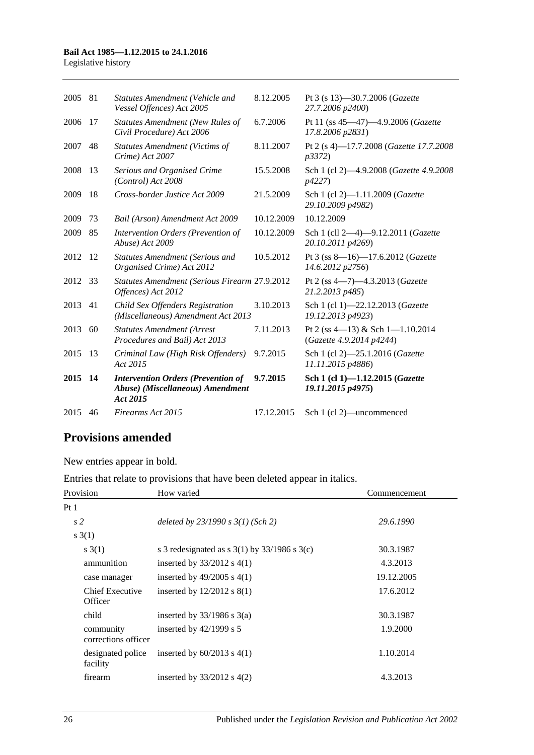| | | | | |
|---|---|---|---|---|
| 2005 | 81 | *Statutes Amendment (Vehicle and Vessel Offences) Act 2005* | 8.12.2005 | Pt 3 (s 13)—30.7.2006 (*Gazette 27.7.2006 p2400*) |
| 2006 | 17 | *Statutes Amendment (New Rules of Civil Procedure) Act 2006* | 6.7.2006 | Pt 11 (ss 45—47)—4.9.2006 (*Gazette 17.8.2006 p2831*) |
| 2007 | 48 | *Statutes Amendment (Victims of Crime) Act 2007* | 8.11.2007 | Pt 2 (s 4)—17.7.2008 (*Gazette 17.7.2008 p3372*) |
| 2008 | 13 | *Serious and Organised Crime (Control) Act 2008* | 15.5.2008 | Sch 1 (cl 2)—4.9.2008 (*Gazette 4.9.2008 p4227*) |
| 2009 | 18 | *Cross-border Justice Act 2009* | 21.5.2009 | Sch 1 (cl 2)—1.11.2009 (*Gazette 29.10.2009 p4982*) |
| 2009 | 73 | *Bail (Arson) Amendment Act 2009* | 10.12.2009 | 10.12.2009 |
| 2009 | 85 | *Intervention Orders (Prevention of Abuse) Act 2009* | 10.12.2009 | Sch 1 (cll 2—4)—9.12.2011 (*Gazette 20.10.2011 p4269*) |
| 2012 | 12 | *Statutes Amendment (Serious and Organised Crime) Act 2012* | 10.5.2012 | Pt 3 (ss 8—16)—17.6.2012 (*Gazette 14.6.2012 p2756*) |
| 2012 | 33 | *Statutes Amendment (Serious Firearm Offences) Act 2012* | 27.9.2012 | Pt 2 (ss 4—7)—4.3.2013 (*Gazette 21.2.2013 p485*) |
| 2013 | 41 | *Child Sex Offenders Registration (Miscellaneous) Amendment Act 2013* | 3.10.2013 | Sch 1 (cl 1)—22.12.2013 (*Gazette 19.12.2013 p4923*) |
| 2013 | 60 | *Statutes Amendment (Arrest Procedures and Bail) Act 2013* | 7.11.2013 | Pt 2 (ss 4—13) & Sch 1—1.10.2014 (*Gazette 4.9.2014 p4244*) |
| 2015 | 13 | *Criminal Law (High Risk Offenders) Act 2015* | 9.7.2015 | Sch 1 (cl 2)—25.1.2016 (*Gazette 11.11.2015 p4886*) |
| **2015** | **14** | ***Intervention Orders (Prevention of Abuse) (Miscellaneous) Amendment Act 2015*** | **9.7.2015** | **Sch 1 (cl 1)—1.12.2015 (*Gazette 19.11.2015 p4975*)** |
| 2015 | 46 | *Firearms Act 2015* | 17.12.2015 | Sch 1 (cl 2)—uncommenced |

## Provisions amended

New entries appear in bold.

Entries that relate to provisions that have been deleted appear in italics.

| Provision | How varied | Commencement |
|---|---|---|
| Pt 1 | | |
| *s 2* | *deleted by 23/1990 s 3(1) (Sch 2)* | *29.6.1990* |
| s 3(1) | | |
| s 3(1) | s 3 redesignated as s 3(1) by 33/1986 s 3(c) | 30.3.1987 |
| ammunition | inserted by 33/2012 s 4(1) | 4.3.2013 |
| case manager | inserted by 49/2005 s 4(1) | 19.12.2005 |
| Chief Executive Officer | inserted by 12/2012 s 8(1) | 17.6.2012 |
| child | inserted by 33/1986 s 3(a) | 30.3.1987 |
| community corrections officer | inserted by 42/1999 s 5 | 1.9.2000 |
| designated police facility | inserted by 60/2013 s 4(1) | 1.10.2014 |
| firearm | inserted by 33/2012 s 4(2) | 4.3.2013 |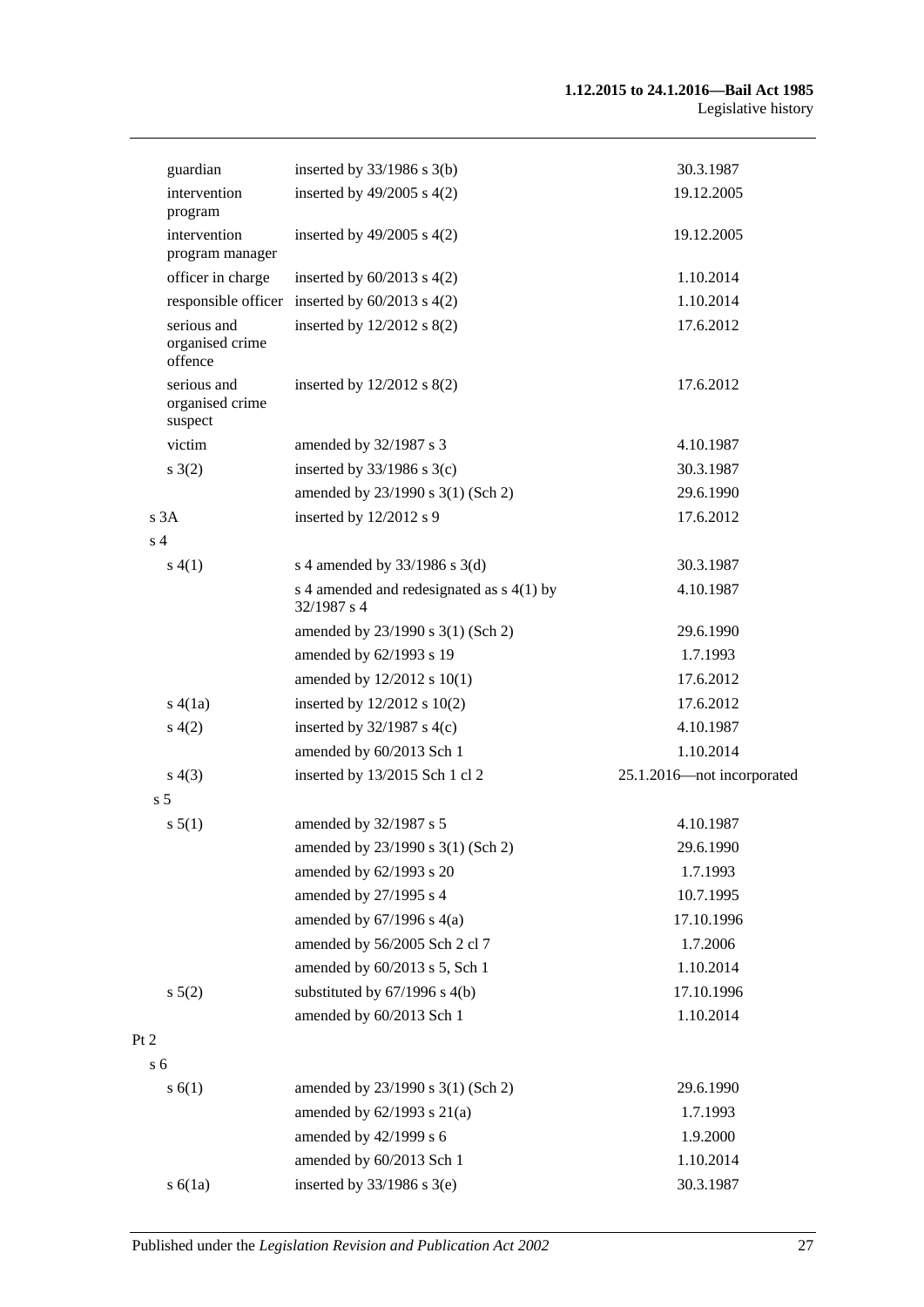| | | |
|---|---|---|
| guardian | inserted by 33/1986 s 3(b) | 30.3.1987 |
| intervention program | inserted by 49/2005 s 4(2) | 19.12.2005 |
| intervention program manager | inserted by 49/2005 s 4(2) | 19.12.2005 |
| officer in charge | inserted by 60/2013 s 4(2) | 1.10.2014 |
| responsible officer | inserted by 60/2013 s 4(2) | 1.10.2014 |
| serious and organised crime offence | inserted by 12/2012 s 8(2) | 17.6.2012 |
| serious and organised crime suspect | inserted by 12/2012 s 8(2) | 17.6.2012 |
| victim | amended by 32/1987 s 3 | 4.10.1987 |
| s 3(2) | inserted by 33/1986 s 3(c) | 30.3.1987 |
| | amended by 23/1990 s 3(1) (Sch 2) | 29.6.1990 |
| s 3A | inserted by 12/2012 s 9 | 17.6.2012 |
| s 4 | | |
| s 4(1) | s 4 amended by 33/1986 s 3(d) | 30.3.1987 |
| | s 4 amended and redesignated as s 4(1) by 32/1987 s 4 | 4.10.1987 |
| | amended by 23/1990 s 3(1) (Sch 2) | 29.6.1990 |
| | amended by 62/1993 s 19 | 1.7.1993 |
| | amended by 12/2012 s 10(1) | 17.6.2012 |
| s 4(1a) | inserted by 12/2012 s 10(2) | 17.6.2012 |
| s 4(2) | inserted by 32/1987 s 4(c) | 4.10.1987 |
| | amended by 60/2013 Sch 1 | 1.10.2014 |
| s 4(3) | inserted by 13/2015 Sch 1 cl 2 | 25.1.2016—not incorporated |
| s 5 | | |
| s 5(1) | amended by 32/1987 s 5 | 4.10.1987 |
| | amended by 23/1990 s 3(1) (Sch 2) | 29.6.1990 |
| | amended by 62/1993 s 20 | 1.7.1993 |
| | amended by 27/1995 s 4 | 10.7.1995 |
| | amended by 67/1996 s 4(a) | 17.10.1996 |
| | amended by 56/2005 Sch 2 cl 7 | 1.7.2006 |
| | amended by 60/2013 s 5, Sch 1 | 1.10.2014 |
| s 5(2) | substituted by 67/1996 s 4(b) | 17.10.1996 |
| | amended by 60/2013 Sch 1 | 1.10.2014 |
| Pt 2 | | |
| s 6 | | |
| s 6(1) | amended by 23/1990 s 3(1) (Sch 2) | 29.6.1990 |
| | amended by 62/1993 s 21(a) | 1.7.1993 |
| | amended by 42/1999 s 6 | 1.9.2000 |
| | amended by 60/2013 Sch 1 | 1.10.2014 |
| s 6(1a) | inserted by 33/1986 s 3(e) | 30.3.1987 |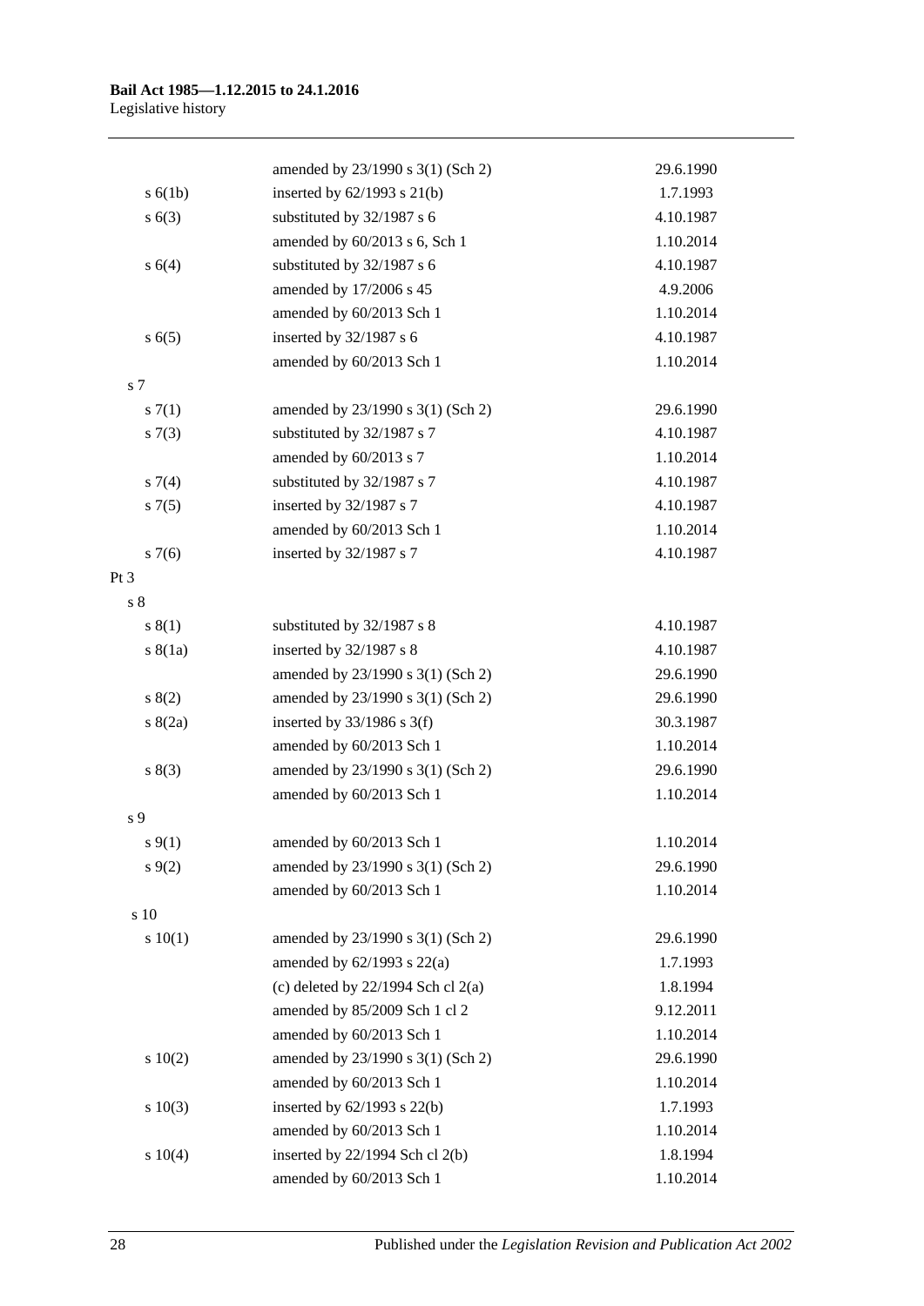| | | |
|---|---|---|
| | amended by 23/1990 s 3(1) (Sch 2) | 29.6.1990 |
| s 6(1b) | inserted by 62/1993 s 21(b) | 1.7.1993 |
| s 6(3) | substituted by 32/1987 s 6 | 4.10.1987 |
| | amended by 60/2013 s 6, Sch 1 | 1.10.2014 |
| s 6(4) | substituted by 32/1987 s 6 | 4.10.1987 |
| | amended by 17/2006 s 45 | 4.9.2006 |
| | amended by 60/2013 Sch 1 | 1.10.2014 |
| s 6(5) | inserted by 32/1987 s 6 | 4.10.1987 |
| | amended by 60/2013 Sch 1 | 1.10.2014 |
| s 7 | | |
| s 7(1) | amended by 23/1990 s 3(1) (Sch 2) | 29.6.1990 |
| s 7(3) | substituted by 32/1987 s 7 | 4.10.1987 |
| | amended by 60/2013 s 7 | 1.10.2014 |
| s 7(4) | substituted by 32/1987 s 7 | 4.10.1987 |
| s 7(5) | inserted by 32/1987 s 7 | 4.10.1987 |
| | amended by 60/2013 Sch 1 | 1.10.2014 |
| s 7(6) | inserted by 32/1987 s 7 | 4.10.1987 |
| Pt 3 | | |
| s 8 | | |
| s 8(1) | substituted by 32/1987 s 8 | 4.10.1987 |
| s 8(1a) | inserted by 32/1987 s 8 | 4.10.1987 |
| | amended by 23/1990 s 3(1) (Sch 2) | 29.6.1990 |
| s 8(2) | amended by 23/1990 s 3(1) (Sch 2) | 29.6.1990 |
| s 8(2a) | inserted by 33/1986 s 3(f) | 30.3.1987 |
| | amended by 60/2013 Sch 1 | 1.10.2014 |
| s 8(3) | amended by 23/1990 s 3(1) (Sch 2) | 29.6.1990 |
| | amended by 60/2013 Sch 1 | 1.10.2014 |
| s 9 | | |
| s 9(1) | amended by 60/2013 Sch 1 | 1.10.2014 |
| s 9(2) | amended by 23/1990 s 3(1) (Sch 2) | 29.6.1990 |
| | amended by 60/2013 Sch 1 | 1.10.2014 |
| s 10 | | |
| s 10(1) | amended by 23/1990 s 3(1) (Sch 2) | 29.6.1990 |
| | amended by 62/1993 s 22(a) | 1.7.1993 |
| | (c) deleted by 22/1994 Sch cl 2(a) | 1.8.1994 |
| | amended by 85/2009 Sch 1 cl 2 | 9.12.2011 |
| | amended by 60/2013 Sch 1 | 1.10.2014 |
| s 10(2) | amended by 23/1990 s 3(1) (Sch 2) | 29.6.1990 |
| | amended by 60/2013 Sch 1 | 1.10.2014 |
| s 10(3) | inserted by 62/1993 s 22(b) | 1.7.1993 |
| | amended by 60/2013 Sch 1 | 1.10.2014 |
| s 10(4) | inserted by 22/1994 Sch cl 2(b) | 1.8.1994 |
| | amended by 60/2013 Sch 1 | 1.10.2014 |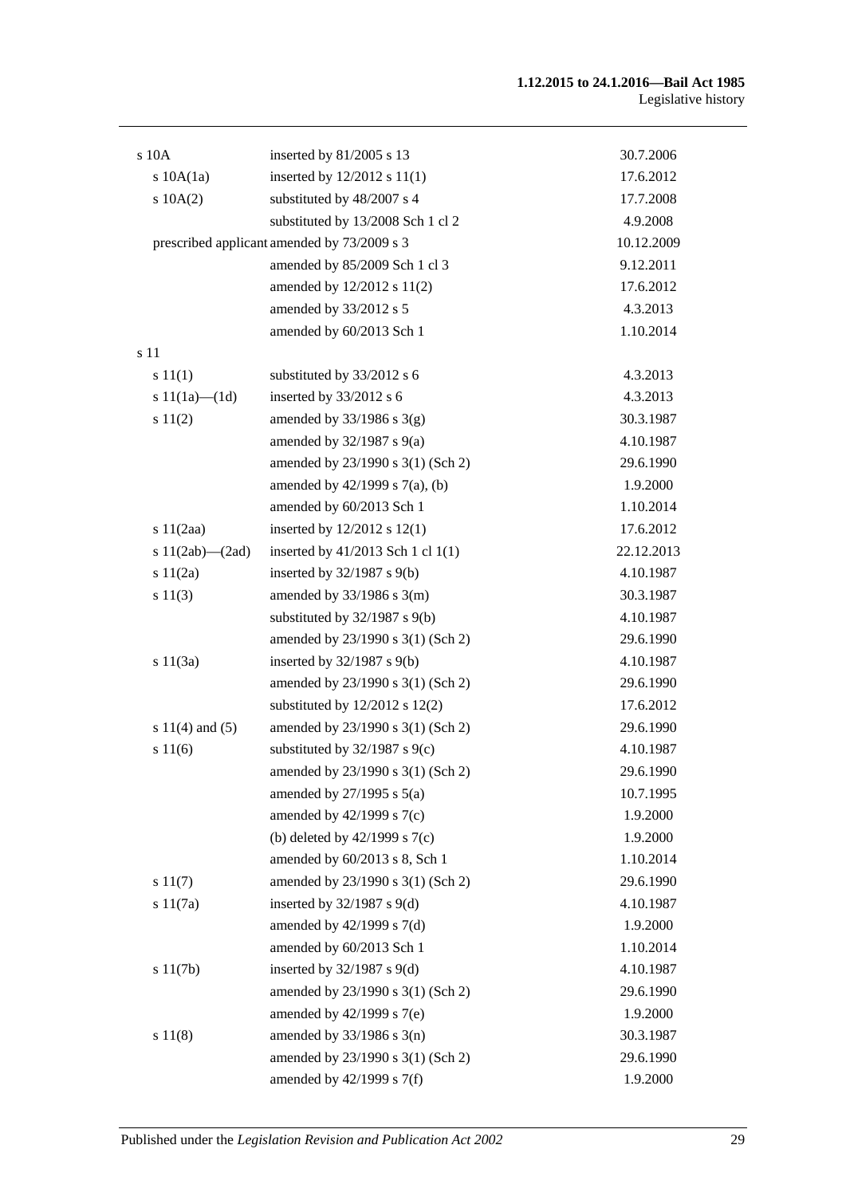| | | |
|---|---|---|
| s 10A | inserted by 81/2005 s 13 | 30.7.2006 |
| s 10A(1a) | inserted by 12/2012 s 11(1) | 17.6.2012 |
| s 10A(2) | substituted by 48/2007 s 4 | 17.7.2008 |
| | substituted by 13/2008 Sch 1 cl 2 | 4.9.2008 |
| prescribed applicant | amended by 73/2009 s 3 | 10.12.2009 |
| | amended by 85/2009 Sch 1 cl 3 | 9.12.2011 |
| | amended by 12/2012 s 11(2) | 17.6.2012 |
| | amended by 33/2012 s 5 | 4.3.2013 |
| | amended by 60/2013 Sch 1 | 1.10.2014 |
| s 11 | | |
| s 11(1) | substituted by 33/2012 s 6 | 4.3.2013 |
| s 11(1a)—(1d) | inserted by 33/2012 s 6 | 4.3.2013 |
| s 11(2) | amended by 33/1986 s 3(g) | 30.3.1987 |
| | amended by 32/1987 s 9(a) | 4.10.1987 |
| | amended by 23/1990 s 3(1) (Sch 2) | 29.6.1990 |
| | amended by 42/1999 s 7(a), (b) | 1.9.2000 |
| | amended by 60/2013 Sch 1 | 1.10.2014 |
| s 11(2aa) | inserted by 12/2012 s 12(1) | 17.6.2012 |
| s 11(2ab)—(2ad) | inserted by 41/2013 Sch 1 cl 1(1) | 22.12.2013 |
| s 11(2a) | inserted by 32/1987 s 9(b) | 4.10.1987 |
| s 11(3) | amended by 33/1986 s 3(m) | 30.3.1987 |
| | substituted by 32/1987 s 9(b) | 4.10.1987 |
| | amended by 23/1990 s 3(1) (Sch 2) | 29.6.1990 |
| s 11(3a) | inserted by 32/1987 s 9(b) | 4.10.1987 |
| | amended by 23/1990 s 3(1) (Sch 2) | 29.6.1990 |
| | substituted by 12/2012 s 12(2) | 17.6.2012 |
| s 11(4) and (5) | amended by 23/1990 s 3(1) (Sch 2) | 29.6.1990 |
| s 11(6) | substituted by 32/1987 s 9(c) | 4.10.1987 |
| | amended by 23/1990 s 3(1) (Sch 2) | 29.6.1990 |
| | amended by 27/1995 s 5(a) | 10.7.1995 |
| | amended by 42/1999 s 7(c) | 1.9.2000 |
| | (b) deleted by 42/1999 s 7(c) | 1.9.2000 |
| | amended by 60/2013 s 8, Sch 1 | 1.10.2014 |
| s 11(7) | amended by 23/1990 s 3(1) (Sch 2) | 29.6.1990 |
| s 11(7a) | inserted by 32/1987 s 9(d) | 4.10.1987 |
| | amended by 42/1999 s 7(d) | 1.9.2000 |
| | amended by 60/2013 Sch 1 | 1.10.2014 |
| s 11(7b) | inserted by 32/1987 s 9(d) | 4.10.1987 |
| | amended by 23/1990 s 3(1) (Sch 2) | 29.6.1990 |
| | amended by 42/1999 s 7(e) | 1.9.2000 |
| s 11(8) | amended by 33/1986 s 3(n) | 30.3.1987 |
| | amended by 23/1990 s 3(1) (Sch 2) | 29.6.1990 |
| | amended by 42/1999 s 7(f) | 1.9.2000 |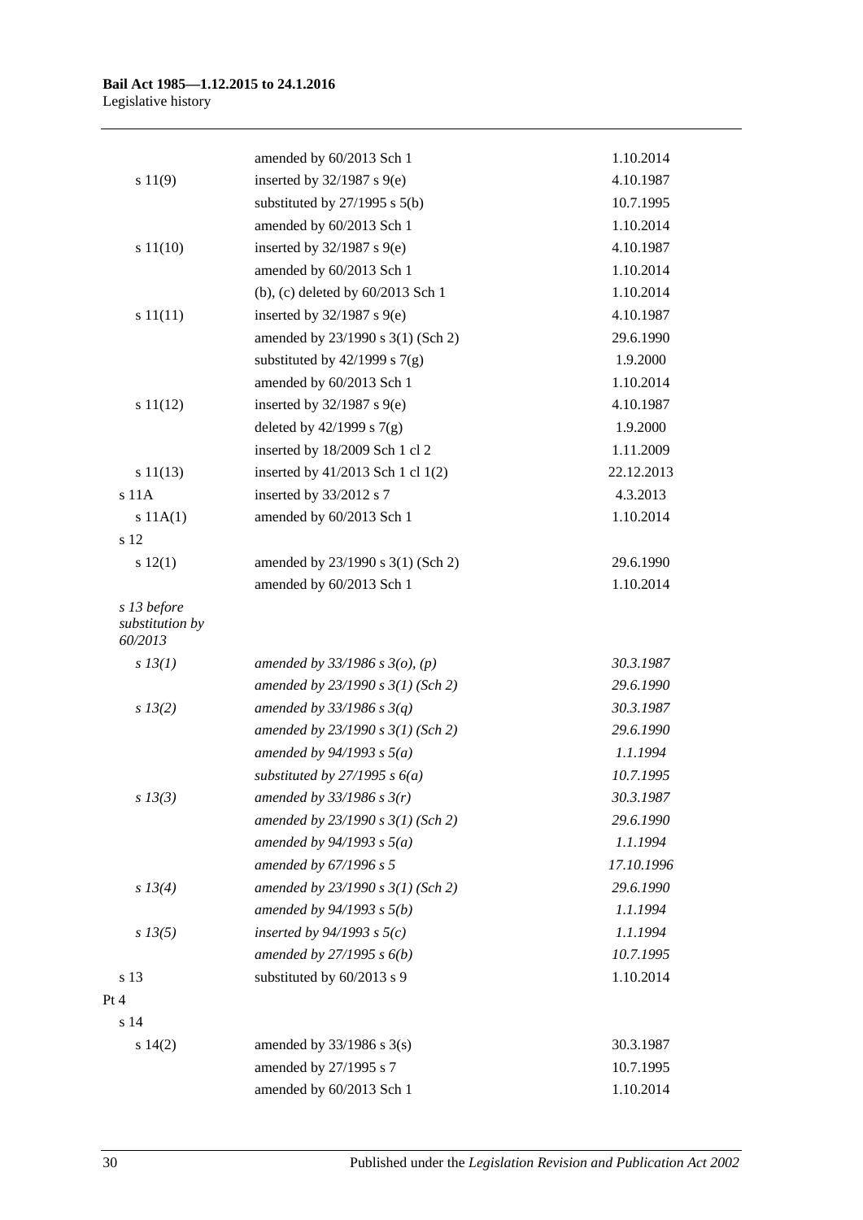| | | |
|---|---|---|
| | amended by 60/2013 Sch 1 | 1.10.2014 |
| s 11(9) | inserted by 32/1987 s 9(e) | 4.10.1987 |
| | substituted by 27/1995 s 5(b) | 10.7.1995 |
| | amended by 60/2013 Sch 1 | 1.10.2014 |
| s 11(10) | inserted by 32/1987 s 9(e) | 4.10.1987 |
| | amended by 60/2013 Sch 1 | 1.10.2014 |
| | (b), (c) deleted by 60/2013 Sch 1 | 1.10.2014 |
| s 11(11) | inserted by 32/1987 s 9(e) | 4.10.1987 |
| | amended by 23/1990 s 3(1) (Sch 2) | 29.6.1990 |
| | substituted by 42/1999 s 7(g) | 1.9.2000 |
| | amended by 60/2013 Sch 1 | 1.10.2014 |
| s 11(12) | inserted by 32/1987 s 9(e) | 4.10.1987 |
| | deleted by 42/1999 s 7(g) | 1.9.2000 |
| | inserted by 18/2009 Sch 1 cl 2 | 1.11.2009 |
| s 11(13) | inserted by 41/2013 Sch 1 cl 1(2) | 22.12.2013 |
| s 11A | inserted by 33/2012 s 7 | 4.3.2013 |
| s 11A(1) | amended by 60/2013 Sch 1 | 1.10.2014 |
| s 12 | | |
| s 12(1) | amended by 23/1990 s 3(1) (Sch 2) | 29.6.1990 |
| | amended by 60/2013 Sch 1 | 1.10.2014 |
| *s 13 before substitution by 60/2013* | | |
| *s 13(1)* | *amended by 33/1986 s 3(o), (p)* | *30.3.1987* |
| | *amended by 23/1990 s 3(1) (Sch 2)* | *29.6.1990* |
| *s 13(2)* | *amended by 33/1986 s 3(q)* | *30.3.1987* |
| | *amended by 23/1990 s 3(1) (Sch 2)* | *29.6.1990* |
| | *amended by 94/1993 s 5(a)* | *1.1.1994* |
| | *substituted by 27/1995 s 6(a)* | *10.7.1995* |
| *s 13(3)* | *amended by 33/1986 s 3(r)* | *30.3.1987* |
| | *amended by 23/1990 s 3(1) (Sch 2)* | *29.6.1990* |
| | *amended by 94/1993 s 5(a)* | *1.1.1994* |
| | *amended by 67/1996 s 5* | *17.10.1996* |
| *s 13(4)* | *amended by 23/1990 s 3(1) (Sch 2)* | *29.6.1990* |
| | *amended by 94/1993 s 5(b)* | *1.1.1994* |
| *s 13(5)* | *inserted by 94/1993 s 5(c)* | *1.1.1994* |
| | *amended by 27/1995 s 6(b)* | *10.7.1995* |
| s 13 | substituted by 60/2013 s 9 | 1.10.2014 |
| Pt 4 | | |
| s 14 | | |
| s 14(2) | amended by 33/1986 s 3(s) | 30.3.1987 |
| | amended by 27/1995 s 7 | 10.7.1995 |
| | amended by 60/2013 Sch 1 | 1.10.2014 |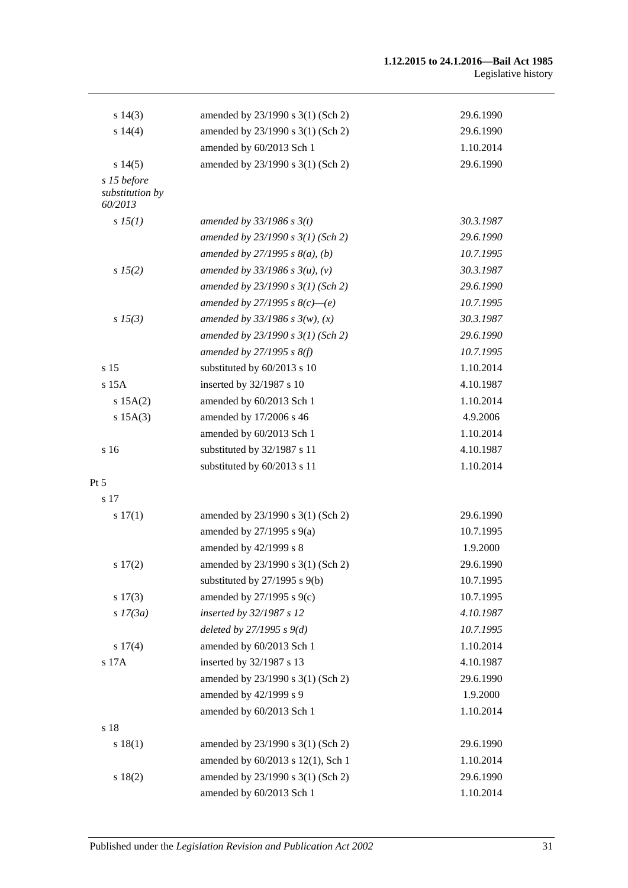| | | |
|---|---|---|
| s 14(3) | amended by 23/1990 s 3(1) (Sch 2) | 29.6.1990 |
| s 14(4) | amended by 23/1990 s 3(1) (Sch 2) | 29.6.1990 |
| | amended by 60/2013 Sch 1 | 1.10.2014 |
| s 14(5) | amended by 23/1990 s 3(1) (Sch 2) | 29.6.1990 |
| *s 15 before substitution by 60/2013* | | |
| *s 15(1)* | *amended by 33/1986 s 3(t)* | *30.3.1987* |
| | *amended by 23/1990 s 3(1) (Sch 2)* | *29.6.1990* |
| | *amended by 27/1995 s 8(a), (b)* | *10.7.1995* |
| *s 15(2)* | *amended by 33/1986 s 3(u), (v)* | *30.3.1987* |
| | *amended by 23/1990 s 3(1) (Sch 2)* | *29.6.1990* |
| | *amended by 27/1995 s 8(c)—(e)* | *10.7.1995* |
| *s 15(3)* | *amended by 33/1986 s 3(w), (x)* | *30.3.1987* |
| | *amended by 23/1990 s 3(1) (Sch 2)* | *29.6.1990* |
| | *amended by 27/1995 s 8(f)* | *10.7.1995* |
| s 15 | substituted by 60/2013 s 10 | 1.10.2014 |
| s 15A | inserted by 32/1987 s 10 | 4.10.1987 |
| s 15A(2) | amended by 60/2013 Sch 1 | 1.10.2014 |
| s 15A(3) | amended by 17/2006 s 46 | 4.9.2006 |
| | amended by 60/2013 Sch 1 | 1.10.2014 |
| s 16 | substituted by 32/1987 s 11 | 4.10.1987 |
| | substituted by 60/2013 s 11 | 1.10.2014 |
| Pt 5 | | |
| s 17 | | |
| s 17(1) | amended by 23/1990 s 3(1) (Sch 2) | 29.6.1990 |
| | amended by 27/1995 s 9(a) | 10.7.1995 |
| | amended by 42/1999 s 8 | 1.9.2000 |
| s 17(2) | amended by 23/1990 s 3(1) (Sch 2) | 29.6.1990 |
| | substituted by 27/1995 s 9(b) | 10.7.1995 |
| s 17(3) | amended by 27/1995 s 9(c) | 10.7.1995 |
| *s 17(3a)* | *inserted by 32/1987 s 12* | *4.10.1987* |
| | *deleted by 27/1995 s 9(d)* | *10.7.1995* |
| s 17(4) | amended by 60/2013 Sch 1 | 1.10.2014 |
| s 17A | inserted by 32/1987 s 13 | 4.10.1987 |
| | amended by 23/1990 s 3(1) (Sch 2) | 29.6.1990 |
| | amended by 42/1999 s 9 | 1.9.2000 |
| | amended by 60/2013 Sch 1 | 1.10.2014 |
| s 18 | | |
| s 18(1) | amended by 23/1990 s 3(1) (Sch 2) | 29.6.1990 |
| | amended by 60/2013 s 12(1), Sch 1 | 1.10.2014 |
| s 18(2) | amended by 23/1990 s 3(1) (Sch 2) | 29.6.1990 |
| | amended by 60/2013 Sch 1 | 1.10.2014 |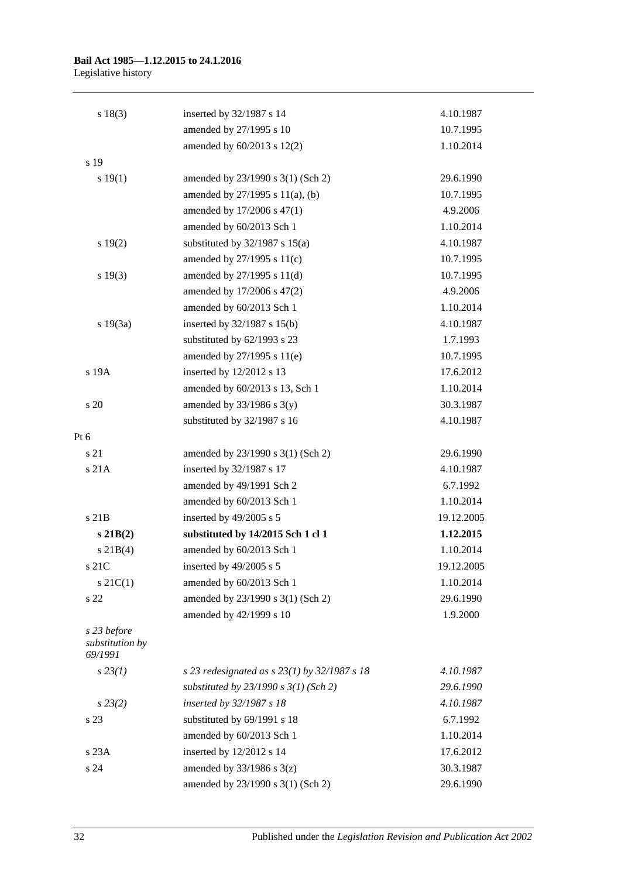| | | |
|---|---|---|
| s 18(3) | inserted by 32/1987 s 14 | 4.10.1987 |
| | amended by 27/1995 s 10 | 10.7.1995 |
| | amended by 60/2013 s 12(2) | 1.10.2014 |
| s 19 | | |
| s 19(1) | amended by 23/1990 s 3(1) (Sch 2) | 29.6.1990 |
| | amended by 27/1995 s 11(a), (b) | 10.7.1995 |
| | amended by 17/2006 s 47(1) | 4.9.2006 |
| | amended by 60/2013 Sch 1 | 1.10.2014 |
| s 19(2) | substituted by 32/1987 s 15(a) | 4.10.1987 |
| | amended by 27/1995 s 11(c) | 10.7.1995 |
| s 19(3) | amended by 27/1995 s 11(d) | 10.7.1995 |
| | amended by 17/2006 s 47(2) | 4.9.2006 |
| | amended by 60/2013 Sch 1 | 1.10.2014 |
| s 19(3a) | inserted by 32/1987 s 15(b) | 4.10.1987 |
| | substituted by 62/1993 s 23 | 1.7.1993 |
| | amended by 27/1995 s 11(e) | 10.7.1995 |
| s 19A | inserted by 12/2012 s 13 | 17.6.2012 |
| | amended by 60/2013 s 13, Sch 1 | 1.10.2014 |
| s 20 | amended by 33/1986 s 3(y) | 30.3.1987 |
| | substituted by 32/1987 s 16 | 4.10.1987 |
| Pt 6 | | |
| s 21 | amended by 23/1990 s 3(1) (Sch 2) | 29.6.1990 |
| s 21A | inserted by 32/1987 s 17 | 4.10.1987 |
| | amended by 49/1991 Sch 2 | 6.7.1992 |
| | amended by 60/2013 Sch 1 | 1.10.2014 |
| s 21B | inserted by 49/2005 s 5 | 19.12.2005 |
| **s 21B(2)** | **substituted by 14/2015 Sch 1 cl 1** | **1.12.2015** |
| s 21B(4) | amended by 60/2013 Sch 1 | 1.10.2014 |
| s 21C | inserted by 49/2005 s 5 | 19.12.2005 |
| s 21C(1) | amended by 60/2013 Sch 1 | 1.10.2014 |
| s 22 | amended by 23/1990 s 3(1) (Sch 2) | 29.6.1990 |
| | amended by 42/1999 s 10 | 1.9.2000 |
| *s 23 before substitution by 69/1991* | | |
| *s 23(1)* | *s 23 redesignated as s 23(1) by 32/1987 s 18* | *4.10.1987* |
| | *substituted by 23/1990 s 3(1) (Sch 2)* | *29.6.1990* |
| *s 23(2)* | *inserted by 32/1987 s 18* | *4.10.1987* |
| s 23 | substituted by 69/1991 s 18 | 6.7.1992 |
| | amended by 60/2013 Sch 1 | 1.10.2014 |
| s 23A | inserted by 12/2012 s 14 | 17.6.2012 |
| s 24 | amended by 33/1986 s 3(z) | 30.3.1987 |
| | amended by 23/1990 s 3(1) (Sch 2) | 29.6.1990 |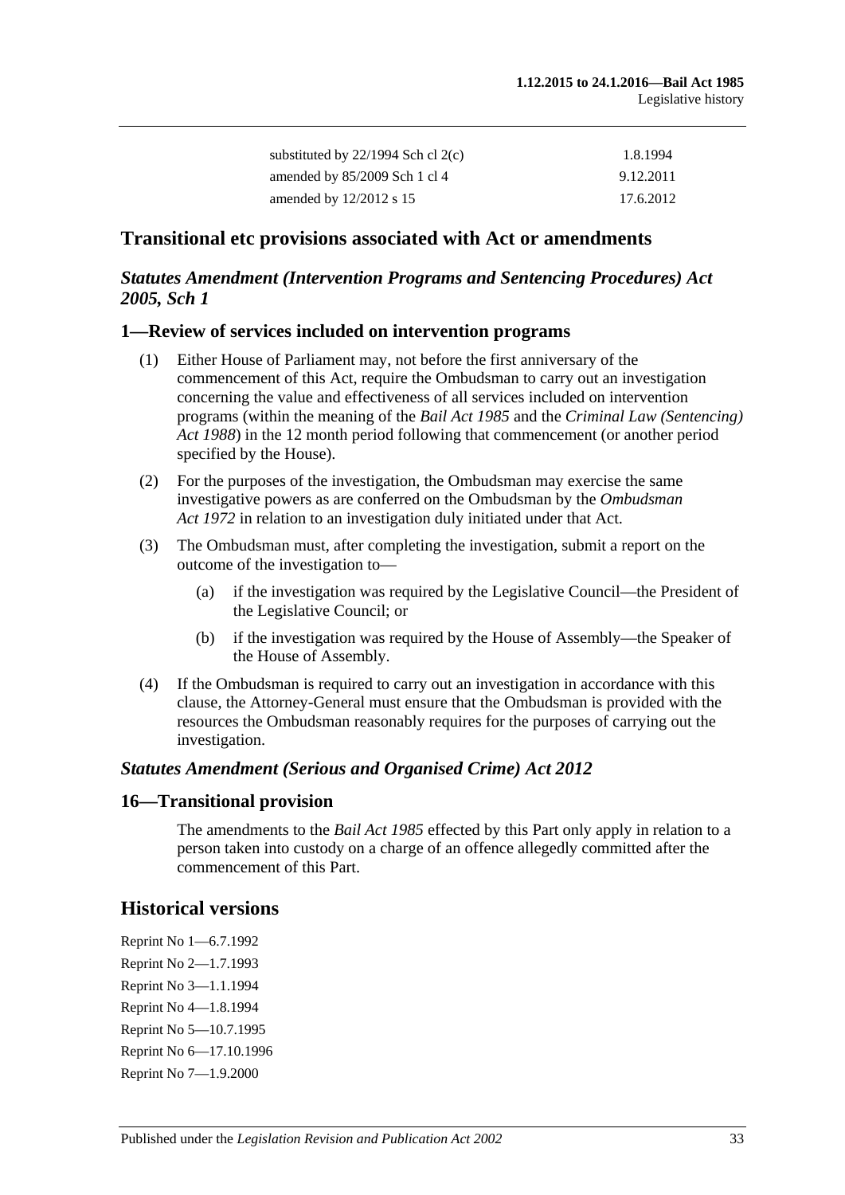| | |
|---|---|
| substituted by 22/1994 Sch cl 2(c) | 1.8.1994 |
| amended by 85/2009 Sch 1 cl 4 | 9.12.2011 |
| amended by 12/2012 s 15 | 17.6.2012 |

## Transitional etc provisions associated with Act or amendments

### *Statutes Amendment (Intervention Programs and Sentencing Procedures) Act 2005, Sch 1*

### 1—Review of services included on intervention programs

(1) Either House of Parliament may, not before the first anniversary of the commencement of this Act, require the Ombudsman to carry out an investigation concerning the value and effectiveness of all services included on intervention programs (within the meaning of the *Bail Act 1985* and the *Criminal Law (Sentencing) Act 1988*) in the 12 month period following that commencement (or another period specified by the House).

(2) For the purposes of the investigation, the Ombudsman may exercise the same investigative powers as are conferred on the Ombudsman by the *Ombudsman Act 1972* in relation to an investigation duly initiated under that Act.

(3) The Ombudsman must, after completing the investigation, submit a report on the outcome of the investigation to—

(a) if the investigation was required by the Legislative Council—the President of the Legislative Council; or

(b) if the investigation was required by the House of Assembly—the Speaker of the House of Assembly.

(4) If the Ombudsman is required to carry out an investigation in accordance with this clause, the Attorney-General must ensure that the Ombudsman is provided with the resources the Ombudsman reasonably requires for the purposes of carrying out the investigation.

### *Statutes Amendment (Serious and Organised Crime) Act 2012*

### 16—Transitional provision

The amendments to the *Bail Act 1985* effected by this Part only apply in relation to a person taken into custody on a charge of an offence allegedly committed after the commencement of this Part.

## Historical versions

Reprint No 1—6.7.1992
Reprint No 2—1.7.1993
Reprint No 3—1.1.1994
Reprint No 4—1.8.1994
Reprint No 5—10.7.1995
Reprint No 6—17.10.1996
Reprint No 7—1.9.2000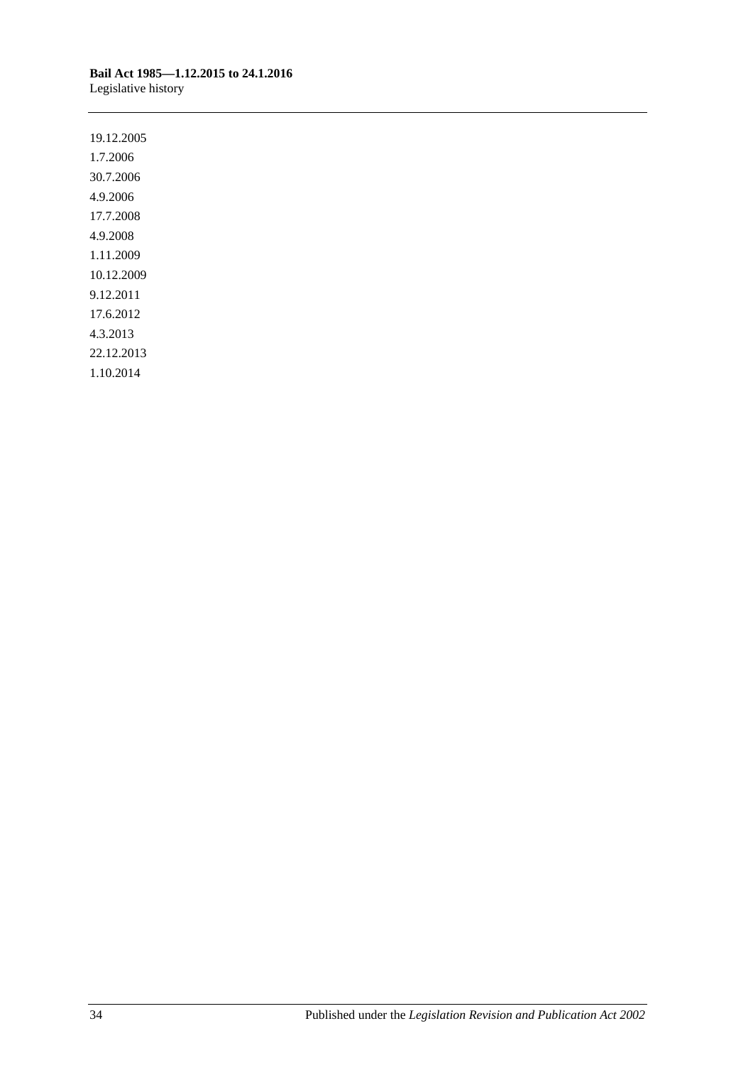19.12.2005

1.7.2006

30.7.2006

4.9.2006

17.7.2008

4.9.2008

1.11.2009

10.12.2009

9.12.2011

17.6.2012

4.3.2013

22.12.2013

1.10.2014